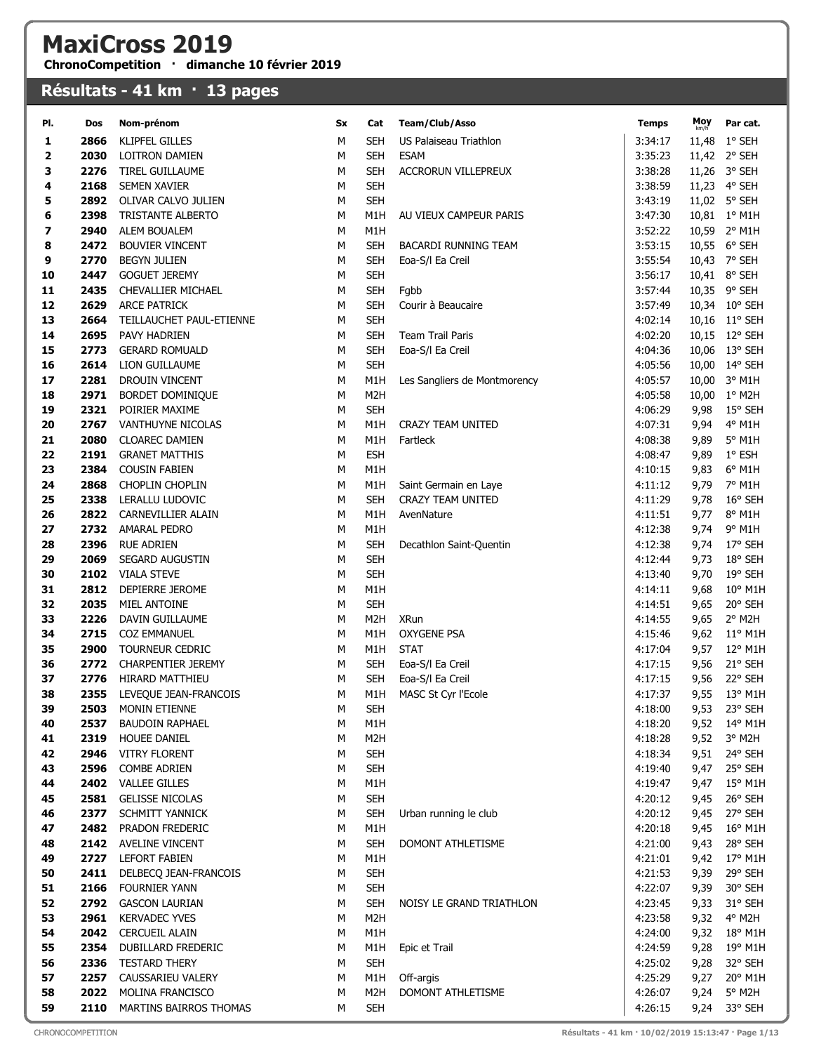# MaxiCross 2019

**ChronoCompetition · dimanche 10 février 2019**

## Résultats - 41 km · 13 pages

| Pl. | Dos | Nom-prénom | Sx | Cat | Team/Club/Asso | Temps | Moy km/h | Par cat. |
|---|---|---|---|---|---|---|---|---|
| 1 | 2866 | KLIPFEL GILLES | M | SEH | US Palaiseau Triathlon | 3:34:17 | 11,48 | 1° SEH |
| 2 | 2030 | LOITRON DAMIEN | M | SEH | ESAM | 3:35:23 | 11,42 | 2° SEH |
| 3 | 2276 | TIREL GUILLAUME | M | SEH | ACCRORUN VILLEPREUX | 3:38:28 | 11,26 | 3° SEH |
| 4 | 2168 | SEMEN XAVIER | M | SEH | | 3:38:59 | 11,23 | 4° SEH |
| 5 | 2892 | OLIVAR CALVO JULIEN | M | SEH | | 3:43:19 | 11,02 | 5° SEH |
| 6 | 2398 | TRISTANTE ALBERTO | M | M1H | AU VIEUX CAMPEUR PARIS | 3:47:30 | 10,81 | 1° M1H |
| 7 | 2940 | ALEM BOUALEM | M | M1H | | 3:52:22 | 10,59 | 2° M1H |
| 8 | 2472 | BOUVIER VINCENT | M | SEH | BACARDI RUNNING TEAM | 3:53:15 | 10,55 | 6° SEH |
| 9 | 2770 | BEGYN JULIEN | M | SEH | Eoa-S/l Ea Creil | 3:55:54 | 10,43 | 7° SEH |
| 10 | 2447 | GOGUET JEREMY | M | SEH | | 3:56:17 | 10,41 | 8° SEH |
| 11 | 2435 | CHEVALLIER MICHAEL | M | SEH | Fgbb | 3:57:44 | 10,35 | 9° SEH |
| 12 | 2629 | ARCE PATRICK | M | SEH | Courir à Beaucaire | 3:57:49 | 10,34 | 10° SEH |
| 13 | 2664 | TEILLAUCHET PAUL-ETIENNE | M | SEH | | 4:02:14 | 10,16 | 11° SEH |
| 14 | 2695 | PAVY HADRIEN | M | SEH | Team Trail Paris | 4:02:20 | 10,15 | 12° SEH |
| 15 | 2773 | GERARD ROMUALD | M | SEH | Eoa-S/l Ea Creil | 4:04:36 | 10,06 | 13° SEH |
| 16 | 2614 | LION GUILLAUME | M | SEH | | 4:05:56 | 10,00 | 14° SEH |
| 17 | 2281 | DROUIN VINCENT | M | M1H | Les Sangliers de Montmorency | 4:05:57 | 10,00 | 3° M1H |
| 18 | 2971 | BORDET DOMINIQUE | M | M2H | | 4:05:58 | 10,00 | 1° M2H |
| 19 | 2321 | POIRIER MAXIME | M | SEH | | 4:06:29 | 9,98 | 15° SEH |
| 20 | 2767 | VANTHUYNE NICOLAS | M | M1H | CRAZY TEAM UNITED | 4:07:31 | 9,94 | 4° M1H |
| 21 | 2080 | CLOAREC DAMIEN | M | M1H | Fartleck | 4:08:38 | 9,89 | 5° M1H |
| 22 | 2191 | GRANET MATTHIS | M | ESH | | 4:08:47 | 9,89 | 1° ESH |
| 23 | 2384 | COUSIN FABIEN | M | M1H | | 4:10:15 | 9,83 | 6° M1H |
| 24 | 2868 | CHOPLIN CHOPLIN | M | M1H | Saint Germain en Laye | 4:11:12 | 9,79 | 7° M1H |
| 25 | 2338 | LERALLU LUDOVIC | M | SEH | CRAZY TEAM UNITED | 4:11:29 | 9,78 | 16° SEH |
| 26 | 2822 | CARNEVILLIER ALAIN | M | M1H | AvenNature | 4:11:51 | 9,77 | 8° M1H |
| 27 | 2732 | AMARAL PEDRO | M | M1H | | 4:12:38 | 9,74 | 9° M1H |
| 28 | 2396 | RUE ADRIEN | M | SEH | Decathlon Saint-Quentin | 4:12:38 | 9,74 | 17° SEH |
| 29 | 2069 | SEGARD AUGUSTIN | M | SEH | | 4:12:44 | 9,73 | 18° SEH |
| 30 | 2102 | VIALA STEVE | M | SEH | | 4:13:40 | 9,70 | 19° SEH |
| 31 | 2812 | DEPIERRE JEROME | M | M1H | | 4:14:11 | 9,68 | 10° M1H |
| 32 | 2035 | MIEL ANTOINE | M | SEH | | 4:14:51 | 9,65 | 20° SEH |
| 33 | 2226 | DAVIN GUILLAUME | M | M2H | XRun | 4:14:55 | 9,65 | 2° M2H |
| 34 | 2715 | COZ EMMANUEL | M | M1H | OXYGENE PSA | 4:15:46 | 9,62 | 11° M1H |
| 35 | 2900 | TOURNEUR CEDRIC | M | M1H | STAT | 4:17:04 | 9,57 | 12° M1H |
| 36 | 2772 | CHARPENTIER JEREMY | M | SEH | Eoa-S/l Ea Creil | 4:17:15 | 9,56 | 21° SEH |
| 37 | 2776 | HIRARD MATTHIEU | M | SEH | Eoa-S/l Ea Creil | 4:17:15 | 9,56 | 22° SEH |
| 38 | 2355 | LEVEQUE JEAN-FRANCOIS | M | M1H | MASC St Cyr l'Ecole | 4:17:37 | 9,55 | 13° M1H |
| 39 | 2503 | MONIN ETIENNE | M | SEH | | 4:18:00 | 9,53 | 23° SEH |
| 40 | 2537 | BAUDOIN RAPHAEL | M | M1H | | 4:18:20 | 9,52 | 14° M1H |
| 41 | 2319 | HOUEE DANIEL | M | M2H | | 4:18:28 | 9,52 | 3° M2H |
| 42 | 2946 | VITRY FLORENT | M | SEH | | 4:18:34 | 9,51 | 24° SEH |
| 43 | 2596 | COMBE ADRIEN | M | SEH | | 4:19:40 | 9,47 | 25° SEH |
| 44 | 2402 | VALLEE GILLES | M | M1H | | 4:19:47 | 9,47 | 15° M1H |
| 45 | 2581 | GELISSE NICOLAS | M | SEH | | 4:20:12 | 9,45 | 26° SEH |
| 46 | 2377 | SCHMITT YANNICK | M | SEH | Urban running le club | 4:20:12 | 9,45 | 27° SEH |
| 47 | 2482 | PRADON FREDERIC | M | M1H | | 4:20:18 | 9,45 | 16° M1H |
| 48 | 2142 | AVELINE VINCENT | M | SEH | DOMONT ATHLETISME | 4:21:00 | 9,43 | 28° SEH |
| 49 | 2727 | LEFORT FABIEN | M | M1H | | 4:21:01 | 9,42 | 17° M1H |
| 50 | 2411 | DELBECQ JEAN-FRANCOIS | M | SEH | | 4:21:53 | 9,39 | 29° SEH |
| 51 | 2166 | FOURNIER YANN | M | SEH | | 4:22:07 | 9,39 | 30° SEH |
| 52 | 2792 | GASCON LAURIAN | M | SEH | NOISY LE GRAND TRIATHLON | 4:23:45 | 9,33 | 31° SEH |
| 53 | 2961 | KERVADEC YVES | M | M2H | | 4:23:58 | 9,32 | 4° M2H |
| 54 | 2042 | CERCUEIL ALAIN | M | M1H | | 4:24:00 | 9,32 | 18° M1H |
| 55 | 2354 | DUBILLARD FREDERIC | M | M1H | Epic et Trail | 4:24:59 | 9,28 | 19° M1H |
| 56 | 2336 | TESTARD THERY | M | SEH | | 4:25:02 | 9,28 | 32° SEH |
| 57 | 2257 | CAUSSARIEU VALERY | M | M1H | Off-argis | 4:25:29 | 9,27 | 20° M1H |
| 58 | 2022 | MOLINA FRANCISCO | M | M2H | DOMONT ATHLETISME | 4:26:07 | 9,24 | 5° M2H |
| 59 | 2110 | MARTINS BAIRROS THOMAS | M | SEH | | 4:26:15 | 9,24 | 33° SEH |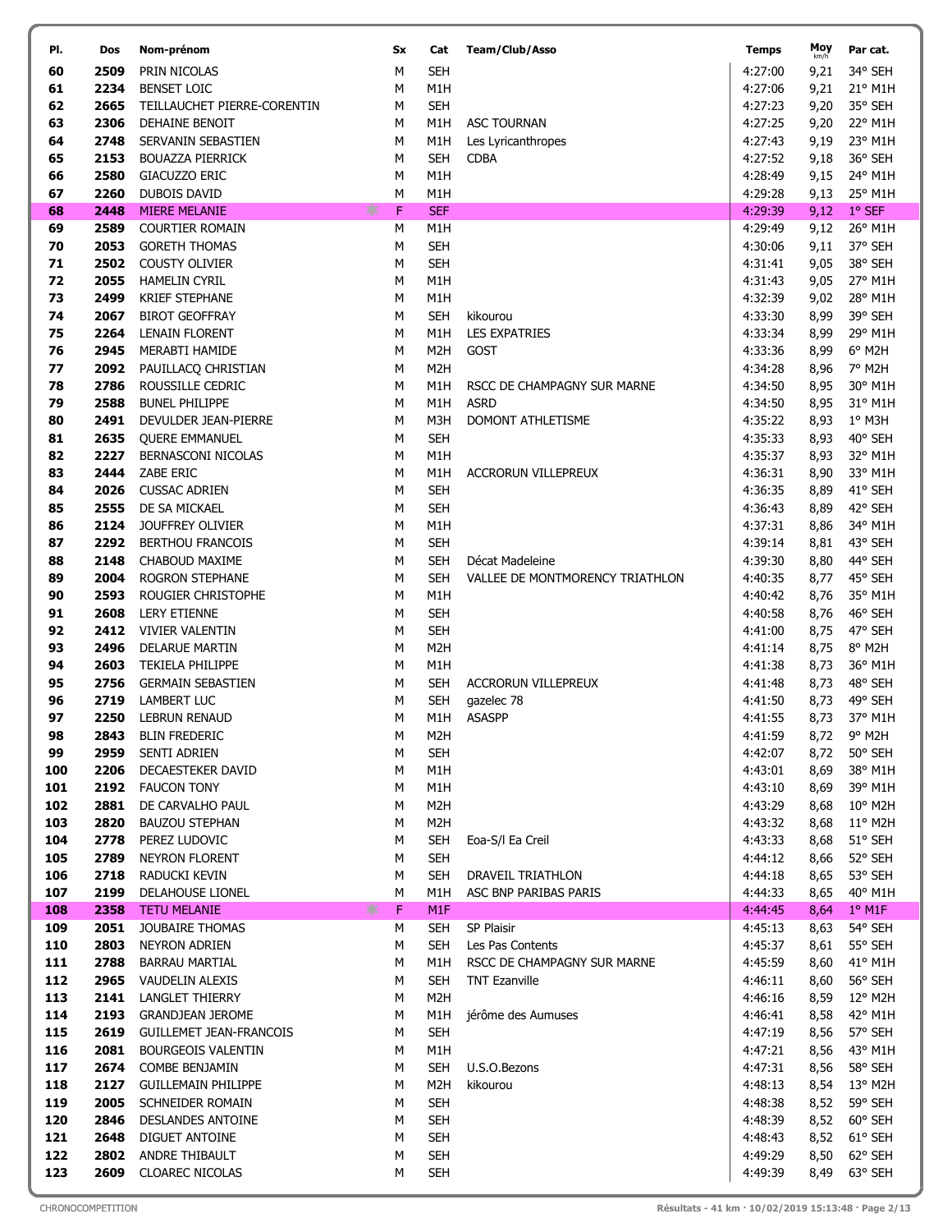| Pl. | Dos | Nom-prénom | Sx | Cat | Team/Club/Asso | Temps | Moy km/h | Par cat. |
|---|---|---|---|---|---|---|---|---|
| 60 | 2509 | PRIN NICOLAS | M | SEH | | 4:27:00 | 9,21 | 34° SEH |
| 61 | 2234 | BENSET LOIC | M | M1H | | 4:27:06 | 9,21 | 21° M1H |
| 62 | 2665 | TEILLAUCHET PIERRE-CORENTIN | M | SEH | | 4:27:23 | 9,20 | 35° SEH |
| 63 | 2306 | DEHAINE BENOIT | M | M1H | ASC TOURNAN | 4:27:25 | 9,20 | 22° M1H |
| 64 | 2748 | SERVANIN SEBASTIEN | M | M1H | Les Lyricanthropes | 4:27:43 | 9,19 | 23° M1H |
| 65 | 2153 | BOUAZZA PIERRICK | M | SEH | CDBA | 4:27:52 | 9,18 | 36° SEH |
| 66 | 2580 | GIACUZZO ERIC | M | M1H | | 4:28:49 | 9,15 | 24° M1H |
| 67 | 2260 | DUBOIS DAVID | M | M1H | | 4:29:28 | 9,13 | 25° M1H |
| 68 | 2448 | MIERE MELANIE | F | SEF | | 4:29:39 | 9,12 | 1° SEF |
| 69 | 2589 | COURTIER ROMAIN | M | M1H | | 4:29:49 | 9,12 | 26° M1H |
| 70 | 2053 | GORETH THOMAS | M | SEH | | 4:30:06 | 9,11 | 37° SEH |
| 71 | 2502 | COUSTY OLIVIER | M | SEH | | 4:31:41 | 9,05 | 38° SEH |
| 72 | 2055 | HAMELIN CYRIL | M | M1H | | 4:31:43 | 9,05 | 27° M1H |
| 73 | 2499 | KRIEF STEPHANE | M | M1H | | 4:32:39 | 9,02 | 28° M1H |
| 74 | 2067 | BIROT GEOFFRAY | M | SEH | kikourou | 4:33:30 | 8,99 | 39° SEH |
| 75 | 2264 | LENAIN FLORENT | M | M1H | LES EXPATRIES | 4:33:34 | 8,99 | 29° M1H |
| 76 | 2945 | MERABTI HAMIDE | M | M2H | GOST | 4:33:36 | 8,99 | 6° M2H |
| 77 | 2092 | PAUILLACQ CHRISTIAN | M | M2H | | 4:34:28 | 8,96 | 7° M2H |
| 78 | 2786 | ROUSSILLE CEDRIC | M | M1H | RSCC DE CHAMPAGNY SUR MARNE | 4:34:50 | 8,95 | 30° M1H |
| 79 | 2588 | BUNEL PHILIPPE | M | M1H | ASRD | 4:34:50 | 8,95 | 31° M1H |
| 80 | 2491 | DEVULDER JEAN-PIERRE | M | M3H | DOMONT ATHLETISME | 4:35:22 | 8,93 | 1° M3H |
| 81 | 2635 | QUERE EMMANUEL | M | SEH | | 4:35:33 | 8,93 | 40° SEH |
| 82 | 2227 | BERNASCONI NICOLAS | M | M1H | | 4:35:37 | 8,93 | 32° M1H |
| 83 | 2444 | ZABE ERIC | M | M1H | ACCRORUN VILLEPREUX | 4:36:31 | 8,90 | 33° M1H |
| 84 | 2026 | CUSSAC ADRIEN | M | SEH | | 4:36:35 | 8,89 | 41° SEH |
| 85 | 2555 | DE SA MICKAEL | M | SEH | | 4:36:43 | 8,89 | 42° SEH |
| 86 | 2124 | JOUFFREY OLIVIER | M | M1H | | 4:37:31 | 8,86 | 34° M1H |
| 87 | 2292 | BERTHOU FRANCOIS | M | SEH | | 4:39:14 | 8,81 | 43° SEH |
| 88 | 2148 | CHABOUD MAXIME | M | SEH | Décat Madeleine | 4:39:30 | 8,80 | 44° SEH |
| 89 | 2004 | ROGRON STEPHANE | M | SEH | VALLEE DE MONTMORENCY TRIATHLON | 4:40:35 | 8,77 | 45° SEH |
| 90 | 2593 | ROUGIER CHRISTOPHE | M | M1H | | 4:40:42 | 8,76 | 35° M1H |
| 91 | 2608 | LERY ETIENNE | M | SEH | | 4:40:58 | 8,76 | 46° SEH |
| 92 | 2412 | VIVIER VALENTIN | M | SEH | | 4:41:00 | 8,75 | 47° SEH |
| 93 | 2496 | DELARUE MARTIN | M | M2H | | 4:41:14 | 8,75 | 8° M2H |
| 94 | 2603 | TEKIELA PHILIPPE | M | M1H | | 4:41:38 | 8,73 | 36° M1H |
| 95 | 2756 | GERMAIN SEBASTIEN | M | SEH | ACCRORUN VILLEPREUX | 4:41:48 | 8,73 | 48° SEH |
| 96 | 2719 | LAMBERT LUC | M | SEH | gazelec 78 | 4:41:50 | 8,73 | 49° SEH |
| 97 | 2250 | LEBRUN RENAUD | M | M1H | ASASPP | 4:41:55 | 8,73 | 37° M1H |
| 98 | 2843 | BLIN FREDERIC | M | M2H | | 4:41:59 | 8,72 | 9° M2H |
| 99 | 2959 | SENTI ADRIEN | M | SEH | | 4:42:07 | 8,72 | 50° SEH |
| 100 | 2206 | DECAESTEKER DAVID | M | M1H | | 4:43:01 | 8,69 | 38° M1H |
| 101 | 2192 | FAUCON TONY | M | M1H | | 4:43:10 | 8,69 | 39° M1H |
| 102 | 2881 | DE CARVALHO PAUL | M | M2H | | 4:43:29 | 8,68 | 10° M2H |
| 103 | 2820 | BAUZOU STEPHAN | M | M2H | | 4:43:32 | 8,68 | 11° M2H |
| 104 | 2778 | PEREZ LUDOVIC | M | SEH | Eoa-S/l Ea Creil | 4:43:33 | 8,68 | 51° SEH |
| 105 | 2789 | NEYRON FLORENT | M | SEH | | 4:44:12 | 8,66 | 52° SEH |
| 106 | 2718 | RADUCKI KEVIN | M | SEH | DRAVEIL TRIATHLON | 4:44:18 | 8,65 | 53° SEH |
| 107 | 2199 | DELAHOUSE LIONEL | M | M1H | ASC BNP PARIBAS PARIS | 4:44:33 | 8,65 | 40° M1H |
| 108 | 2358 | TETU MELANIE | F | M1F | | 4:44:45 | 8,64 | 1° M1F |
| 109 | 2051 | JOUBAIRE THOMAS | M | SEH | SP Plaisir | 4:45:13 | 8,63 | 54° SEH |
| 110 | 2803 | NEYRON ADRIEN | M | SEH | Les Pas Contents | 4:45:37 | 8,61 | 55° SEH |
| 111 | 2788 | BARRAU MARTIAL | M | M1H | RSCC DE CHAMPAGNY SUR MARNE | 4:45:59 | 8,60 | 41° M1H |
| 112 | 2965 | VAUDELIN ALEXIS | M | SEH | TNT Ezanville | 4:46:11 | 8,60 | 56° SEH |
| 113 | 2141 | LANGLET THIERRY | M | M2H | | 4:46:16 | 8,59 | 12° M2H |
| 114 | 2193 | GRANDJEAN JEROME | M | M1H | jérôme des Aumuses | 4:46:41 | 8,58 | 42° M1H |
| 115 | 2619 | GUILLEMET JEAN-FRANCOIS | M | SEH | | 4:47:19 | 8,56 | 57° SEH |
| 116 | 2081 | BOURGEOIS VALENTIN | M | M1H | | 4:47:21 | 8,56 | 43° M1H |
| 117 | 2674 | COMBE BENJAMIN | M | SEH | U.S.O.Bezons | 4:47:31 | 8,56 | 58° SEH |
| 118 | 2127 | GUILLEMAIN PHILIPPE | M | M2H | kikourou | 4:48:13 | 8,54 | 13° M2H |
| 119 | 2005 | SCHNEIDER ROMAIN | M | SEH | | 4:48:38 | 8,52 | 59° SEH |
| 120 | 2846 | DESLANDES ANTOINE | M | SEH | | 4:48:39 | 8,52 | 60° SEH |
| 121 | 2648 | DIGUET ANTOINE | M | SEH | | 4:48:43 | 8,52 | 61° SEH |
| 122 | 2802 | ANDRE THIBAULT | M | SEH | | 4:49:29 | 8,50 | 62° SEH |
| 123 | 2609 | CLOAREC NICOLAS | M | SEH | | 4:49:39 | 8,49 | 63° SEH |

CHRONOCOMPETITION — Résultats - 41 km · 10/02/2019 15:13:48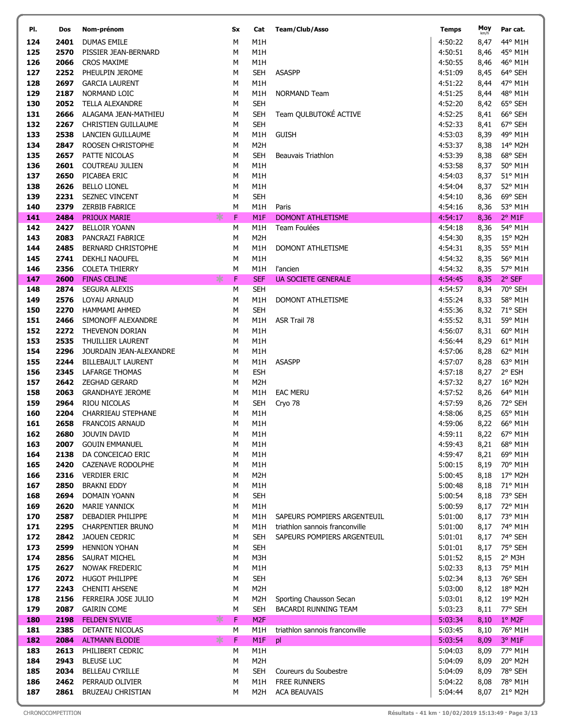| Pl. | Dos | Nom-prénom | Sx | Cat | Team/Club/Asso | Temps | Moy km/h | Par cat. |
|---|---|---|---|---|---|---|---|---|
| 124 | 2401 | DUMAS EMILE | M | M1H | | 4:50:22 | 8,47 | 44° M1H |
| 125 | 2570 | PISSIER JEAN-BERNARD | M | M1H | | 4:50:51 | 8,46 | 45° M1H |
| 126 | 2066 | CROS MAXIME | M | M1H | | 4:50:55 | 8,46 | 46° M1H |
| 127 | 2252 | PHEULPIN JEROME | M | SEH | ASASPP | 4:51:09 | 8,45 | 64° SEH |
| 128 | 2697 | GARCIA LAURENT | M | M1H | | 4:51:22 | 8,44 | 47° M1H |
| 129 | 2187 | NORMAND LOIC | M | M1H | NORMAND Team | 4:51:25 | 8,44 | 48° M1H |
| 130 | 2052 | TELLA ALEXANDRE | M | SEH | | 4:52:20 | 8,42 | 65° SEH |
| 131 | 2666 | ALAGAMA JEAN-MATHIEU | M | SEH | Team QULBUTOKÉ ACTIVE | 4:52:25 | 8,41 | 66° SEH |
| 132 | 2267 | CHRISTIEN GUILLAUME | M | SEH | | 4:52:33 | 8,41 | 67° SEH |
| 133 | 2538 | LANCIEN GUILLAUME | M | M1H | GUISH | 4:53:03 | 8,39 | 49° M1H |
| 134 | 2847 | ROOSEN CHRISTOPHE | M | M2H | | 4:53:37 | 8,38 | 14° M2H |
| 135 | 2657 | PATTE NICOLAS | M | SEH | Beauvais Triathlon | 4:53:39 | 8,38 | 68° SEH |
| 136 | 2601 | COUTREAU JULIEN | M | M1H | | 4:53:58 | 8,37 | 50° M1H |
| 137 | 2650 | PICABEA ERIC | M | M1H | | 4:54:03 | 8,37 | 51° M1H |
| 138 | 2626 | BELLO LIONEL | M | M1H | | 4:54:04 | 8,37 | 52° M1H |
| 139 | 2231 | SEZNEC VINCENT | M | SEH | | 4:54:10 | 8,36 | 69° SEH |
| 140 | 2379 | ZERBIB FABRICE | M | M1H | Paris | 4:54:16 | 8,36 | 53° M1H |
| 141 | 2484 | PRIOUX MARIE | F | M1F | DOMONT ATHLETISME | 4:54:17 | 8,36 | 2° M1F |
| 142 | 2427 | BELLOIR YOANN | M | M1H | Team Foulées | 4:54:18 | 8,36 | 54° M1H |
| 143 | 2083 | PANCRAZI FABRICE | M | M2H | | 4:54:30 | 8,35 | 15° M2H |
| 144 | 2485 | BERNARD CHRISTOPHE | M | M1H | DOMONT ATHLETISME | 4:54:31 | 8,35 | 55° M1H |
| 145 | 2741 | DEKHLI NAOUFEL | M | M1H | | 4:54:32 | 8,35 | 56° M1H |
| 146 | 2356 | COLETA THIERRY | M | M1H | l'ancien | 4:54:32 | 8,35 | 57° M1H |
| 147 | 2600 | FINAS CELINE | F | SEF | UA SOCIETE GENERALE | 4:54:45 | 8,35 | 2° SEF |
| 148 | 2874 | SEGURA ALEXIS | M | SEH | | 4:54:57 | 8,34 | 70° SEH |
| 149 | 2576 | LOYAU ARNAUD | M | M1H | DOMONT ATHLETISME | 4:55:24 | 8,33 | 58° M1H |
| 150 | 2270 | HAMMAMI AHMED | M | SEH | | 4:55:36 | 8,32 | 71° SEH |
| 151 | 2466 | SIMONOFF ALEXANDRE | M | M1H | ASR Trail 78 | 4:55:52 | 8,31 | 59° M1H |
| 152 | 2272 | THEVENON DORIAN | M | M1H | | 4:56:07 | 8,31 | 60° M1H |
| 153 | 2535 | THUILLIER LAURENT | M | M1H | | 4:56:44 | 8,29 | 61° M1H |
| 154 | 2296 | JOURDAIN JEAN-ALEXANDRE | M | M1H | | 4:57:06 | 8,28 | 62° M1H |
| 155 | 2244 | BILLEBAULT LAURENT | M | M1H | ASASPP | 4:57:07 | 8,28 | 63° M1H |
| 156 | 2345 | LAFARGE THOMAS | M | ESH | | 4:57:18 | 8,27 | 2° ESH |
| 157 | 2642 | ZEGHAD GERARD | M | M2H | | 4:57:32 | 8,27 | 16° M2H |
| 158 | 2063 | GRANDHAYE JEROME | M | M1H | EAC MERU | 4:57:52 | 8,26 | 64° M1H |
| 159 | 2964 | RIOU NICOLAS | M | SEH | Cryo 78 | 4:57:59 | 8,26 | 72° SEH |
| 160 | 2204 | CHARRIEAU STEPHANE | M | M1H | | 4:58:06 | 8,25 | 65° M1H |
| 161 | 2658 | FRANCOIS ARNAUD | M | M1H | | 4:59:06 | 8,22 | 66° M1H |
| 162 | 2680 | JOUVIN DAVID | M | M1H | | 4:59:11 | 8,22 | 67° M1H |
| 163 | 2007 | GOUIN EMMANUEL | M | M1H | | 4:59:43 | 8,21 | 68° M1H |
| 164 | 2138 | DA CONCEICAO ERIC | M | M1H | | 4:59:47 | 8,21 | 69° M1H |
| 165 | 2420 | CAZENAVE RODOLPHE | M | M1H | | 5:00:15 | 8,19 | 70° M1H |
| 166 | 2316 | VERDIER ERIC | M | M2H | | 5:00:45 | 8,18 | 17° M2H |
| 167 | 2850 | BRAKNI EDDY | M | M1H | | 5:00:48 | 8,18 | 71° M1H |
| 168 | 2694 | DOMAIN YOANN | M | SEH | | 5:00:54 | 8,18 | 73° SEH |
| 169 | 2620 | MARIE YANNICK | M | M1H | | 5:00:59 | 8,17 | 72° M1H |
| 170 | 2587 | DEBADIER PHILIPPE | M | M1H | SAPEURS POMPIERS ARGENTEUIL | 5:01:00 | 8,17 | 73° M1H |
| 171 | 2295 | CHARPENTIER BRUNO | M | M1H | triathlon sannois franconville | 5:01:00 | 8,17 | 74° M1H |
| 172 | 2842 | JAOUEN CEDRIC | M | SEH | SAPEURS POMPIERS ARGENTEUIL | 5:01:01 | 8,17 | 74° SEH |
| 173 | 2599 | HENNION YOHAN | M | SEH | | 5:01:01 | 8,17 | 75° SEH |
| 174 | 2856 | SAURAT MICHEL | M | M3H | | 5:01:52 | 8,15 | 2° M3H |
| 175 | 2627 | NOWAK FREDERIC | M | M1H | | 5:02:33 | 8,13 | 75° M1H |
| 176 | 2072 | HUGOT PHILIPPE | M | SEH | | 5:02:34 | 8,13 | 76° SEH |
| 177 | 2243 | CHENITI AHSENE | M | M2H | | 5:03:00 | 8,12 | 18° M2H |
| 178 | 2156 | FERREIRA JOSE JULIO | M | M2H | Sporting Chausson Secan | 5:03:01 | 8,12 | 19° M2H |
| 179 | 2087 | GAIRIN COME | M | SEH | BACARDI RUNNING TEAM | 5:03:23 | 8,11 | 77° SEH |
| 180 | 2198 | FELDEN SYLVIE | F | M2F | | 5:03:34 | 8,10 | 1° M2F |
| 181 | 2385 | DETANTE NICOLAS | M | M1H | triathlon sannois franconville | 5:03:45 | 8,10 | 76° M1H |
| 182 | 2084 | ALTMANN ELODIE | F | M1F | pl | 5:03:54 | 8,09 | 3° M1F |
| 183 | 2613 | PHILIBERT CEDRIC | M | M1H | | 5:04:03 | 8,09 | 77° M1H |
| 184 | 2943 | BLEUSE LUC | M | M2H | | 5:04:09 | 8,09 | 20° M2H |
| 185 | 2034 | BELLEAU CYRILLE | M | SEH | Coureurs du Soubestre | 5:04:09 | 8,09 | 78° SEH |
| 186 | 2462 | PERRAUD OLIVIER | M | M1H | FREE RUNNERS | 5:04:22 | 8,08 | 78° M1H |
| 187 | 2861 | BRUZEAU CHRISTIAN | M | M2H | ACA BEAUVAIS | 5:04:44 | 8,07 | 21° M2H |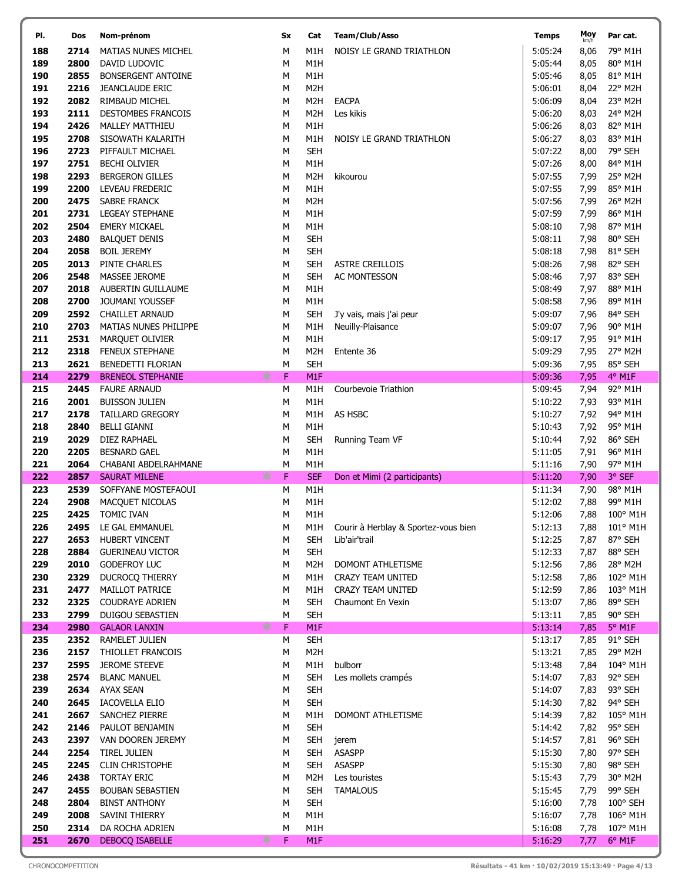| Pl. | Dos | Nom-prénom | Sx | Cat | Team/Club/Asso | Temps | Moy km/h | Par cat. |
|---|---|---|---|---|---|---|---|---|
| 188 | 2714 | MATIAS NUNES MICHEL | M | M1H | NOISY LE GRAND TRIATHLON | 5:05:24 | 8,06 | 79° M1H |
| 189 | 2800 | DAVID LUDOVIC | M | M1H | | 5:05:44 | 8,05 | 80° M1H |
| 190 | 2855 | BONSERGENT ANTOINE | M | M1H | | 5:05:46 | 8,05 | 81° M1H |
| 191 | 2216 | JEANCLAUDE ERIC | M | M2H | | 5:06:01 | 8,04 | 22° M2H |
| 192 | 2082 | RIMBAUD MICHEL | M | M2H | EACPA | 5:06:09 | 8,04 | 23° M2H |
| 193 | 2111 | DESTOMBES FRANCOIS | M | M2H | Les kikis | 5:06:20 | 8,03 | 24° M2H |
| 194 | 2426 | MALLEY MATTHIEU | M | M1H | | 5:06:26 | 8,03 | 82° M1H |
| 195 | 2708 | SISOWATH KALARITH | M | M1H | NOISY LE GRAND TRIATHLON | 5:06:27 | 8,03 | 83° M1H |
| 196 | 2723 | PIFFAULT MICHAEL | M | SEH | | 5:07:22 | 8,00 | 79° SEH |
| 197 | 2751 | BECHI OLIVIER | M | M1H | | 5:07:26 | 8,00 | 84° M1H |
| 198 | 2293 | BERGERON GILLES | M | M2H | kikourou | 5:07:55 | 7,99 | 25° M2H |
| 199 | 2200 | LEVEAU FREDERIC | M | M1H | | 5:07:55 | 7,99 | 85° M1H |
| 200 | 2475 | SABRE FRANCK | M | M2H | | 5:07:56 | 7,99 | 26° M2H |
| 201 | 2731 | LEGEAY STEPHANE | M | M1H | | 5:07:59 | 7,99 | 86° M1H |
| 202 | 2504 | EMERY MICKAEL | M | M1H | | 5:08:10 | 7,98 | 87° M1H |
| 203 | 2480 | BALQUET DENIS | M | SEH | | 5:08:11 | 7,98 | 80° SEH |
| 204 | 2058 | BOIL JEREMY | M | SEH | | 5:08:18 | 7,98 | 81° SEH |
| 205 | 2013 | PINTE CHARLES | M | SEH | ASTRE CREILLOIS | 5:08:26 | 7,98 | 82° SEH |
| 206 | 2548 | MASSEE JEROME | M | SEH | AC MONTESSON | 5:08:46 | 7,97 | 83° SEH |
| 207 | 2018 | AUBERTIN GUILLAUME | M | M1H | | 5:08:49 | 7,97 | 88° M1H |
| 208 | 2700 | JOUMANI YOUSSEF | M | M1H | | 5:08:58 | 7,96 | 89° M1H |
| 209 | 2592 | CHAILLET ARNAUD | M | SEH | J'y vais, mais j'ai peur | 5:09:07 | 7,96 | 84° SEH |
| 210 | 2703 | MATIAS NUNES PHILIPPE | M | M1H | Neuilly-Plaisance | 5:09:07 | 7,96 | 90° M1H |
| 211 | 2531 | MARQUET OLIVIER | M | M1H | | 5:09:17 | 7,95 | 91° M1H |
| 212 | 2318 | FENEUX STEPHANE | M | M2H | Entente 36 | 5:09:29 | 7,95 | 27° M2H |
| 213 | 2621 | BENEDETTI FLORIAN | M | SEH | | 5:09:36 | 7,95 | 85° SEH |
| 214 | 2279 | BRENEOL STEPHANIE | F | M1F | | 5:09:36 | 7,95 | 4° M1F |
| 215 | 2445 | FAURE ARNAUD | M | M1H | Courbevoie Triathlon | 5:09:45 | 7,94 | 92° M1H |
| 216 | 2001 | BUISSON JULIEN | M | M1H | | 5:10:22 | 7,93 | 93° M1H |
| 217 | 2178 | TAILLARD GREGORY | M | M1H | AS HSBC | 5:10:27 | 7,92 | 94° M1H |
| 218 | 2840 | BELLI GIANNI | M | M1H | | 5:10:43 | 7,92 | 95° M1H |
| 219 | 2029 | DIEZ RAPHAEL | M | SEH | Running Team VF | 5:10:44 | 7,92 | 86° SEH |
| 220 | 2205 | BESNARD GAEL | M | M1H | | 5:11:05 | 7,91 | 96° M1H |
| 221 | 2064 | CHABANI ABDELRAHMANE | M | M1H | | 5:11:16 | 7,90 | 97° M1H |
| 222 | 2857 | SAURAT MILENE | F | SEF | Don et Mimi (2 participants) | 5:11:20 | 7,90 | 3° SEF |
| 223 | 2539 | SOFFYANE MOSTEFAOUI | M | M1H | | 5:11:34 | 7,90 | 98° M1H |
| 224 | 2908 | MACQUET NICOLAS | M | M1H | | 5:12:02 | 7,88 | 99° M1H |
| 225 | 2425 | TOMIC IVAN | M | M1H | | 5:12:06 | 7,88 | 100° M1H |
| 226 | 2495 | LE GAL EMMANUEL | M | M1H | Courir à Herblay & Sportez-vous bien | 5:12:13 | 7,88 | 101° M1H |
| 227 | 2653 | HUBERT VINCENT | M | SEH | Lib'air'trail | 5:12:25 | 7,87 | 87° SEH |
| 228 | 2884 | GUERINEAU VICTOR | M | SEH | | 5:12:33 | 7,87 | 88° SEH |
| 229 | 2010 | GODEFROY LUC | M | M2H | DOMONT ATHLETISME | 5:12:56 | 7,86 | 28° M2H |
| 230 | 2329 | DUCROCQ THIERRY | M | M1H | CRAZY TEAM UNITED | 5:12:58 | 7,86 | 102° M1H |
| 231 | 2477 | MAILLOT PATRICE | M | M1H | CRAZY TEAM UNITED | 5:12:59 | 7,86 | 103° M1H |
| 232 | 2325 | COUDRAYE ADRIEN | M | SEH | Chaumont En Vexin | 5:13:07 | 7,86 | 89° SEH |
| 233 | 2799 | DUIGOU SEBASTIEN | M | SEH | | 5:13:11 | 7,85 | 90° SEH |
| 234 | 2980 | GALAOR LANXIN | F | M1F | | 5:13:14 | 7,85 | 5° M1F |
| 235 | 2352 | RAMELET JULIEN | M | SEH | | 5:13:17 | 7,85 | 91° SEH |
| 236 | 2157 | THIOLLET FRANCOIS | M | M2H | | 5:13:21 | 7,85 | 29° M2H |
| 237 | 2595 | JEROME STEEVE | M | M1H | bulborr | 5:13:48 | 7,84 | 104° M1H |
| 238 | 2574 | BLANC MANUEL | M | SEH | Les mollets crampés | 5:14:07 | 7,83 | 92° SEH |
| 239 | 2634 | AYAX SEAN | M | SEH | | 5:14:07 | 7,83 | 93° SEH |
| 240 | 2645 | IACOVELLA ELIO | M | SEH | | 5:14:30 | 7,82 | 94° SEH |
| 241 | 2667 | SANCHEZ PIERRE | M | M1H | DOMONT ATHLETISME | 5:14:39 | 7,82 | 105° M1H |
| 242 | 2146 | PAULOT BENJAMIN | M | SEH | | 5:14:42 | 7,82 | 95° SEH |
| 243 | 2397 | VAN DOOREN JEREMY | M | SEH | jerem | 5:14:57 | 7,81 | 96° SEH |
| 244 | 2254 | TIREL JULIEN | M | SEH | ASASPP | 5:15:30 | 7,80 | 97° SEH |
| 245 | 2245 | CLIN CHRISTOPHE | M | SEH | ASASPP | 5:15:30 | 7,80 | 98° SEH |
| 246 | 2438 | TORTAY ERIC | M | M2H | Les touristes | 5:15:43 | 7,79 | 30° M2H |
| 247 | 2455 | BOUBAN SEBASTIEN | M | SEH | TAMALOUS | 5:15:45 | 7,79 | 99° SEH |
| 248 | 2804 | BINST ANTHONY | M | SEH | | 5:16:00 | 7,78 | 100° SEH |
| 249 | 2008 | SAVINI THIERRY | M | M1H | | 5:16:07 | 7,78 | 106° M1H |
| 250 | 2314 | DA ROCHA ADRIEN | M | M1H | | 5:16:08 | 7,78 | 107° M1H |
| 251 | 2670 | DEBOCQ ISABELLE | F | M1F | | 5:16:29 | 7,77 | 6° M1F |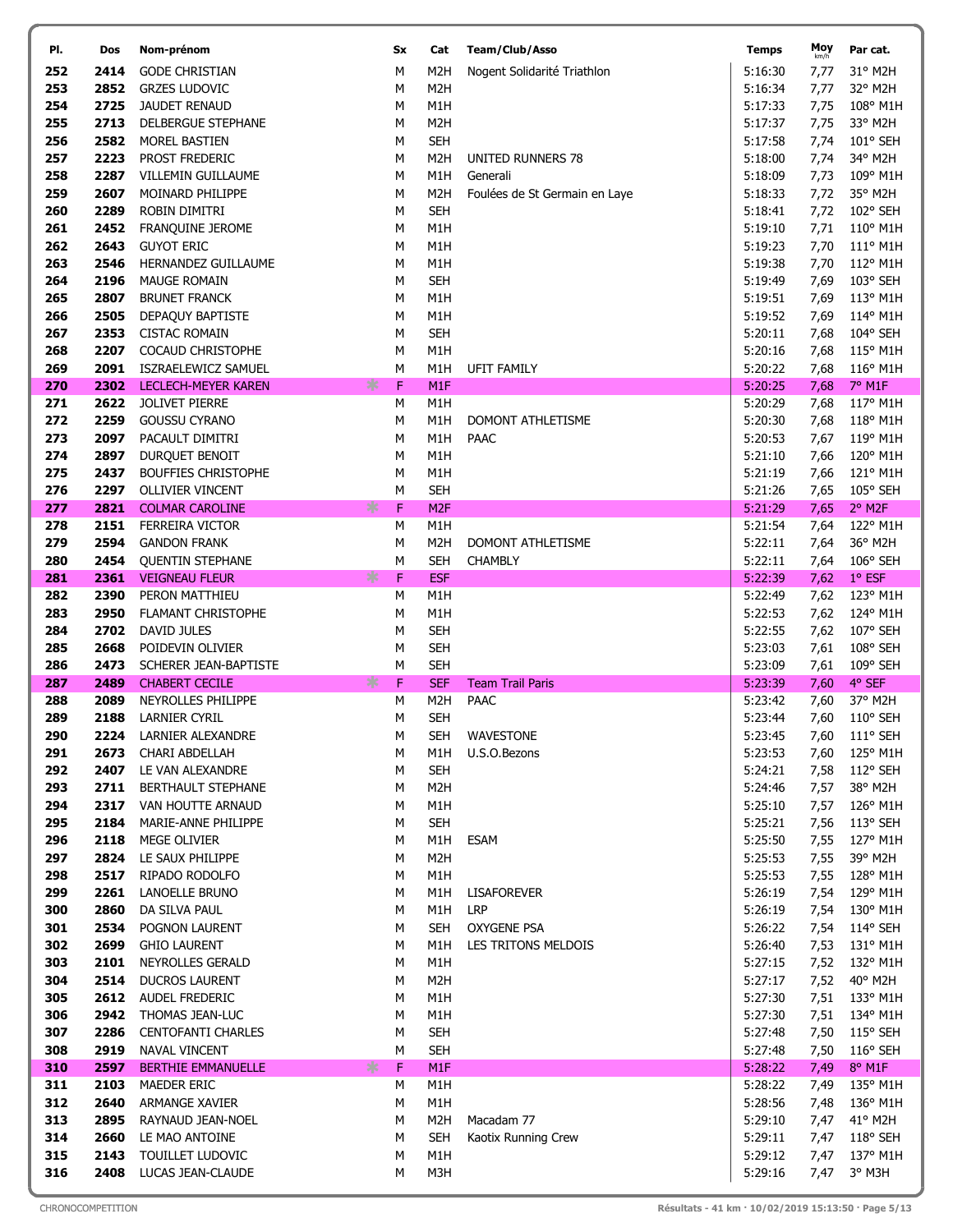| Pl. | Dos | Nom-prénom | Sx | Cat | Team/Club/Asso | Temps | Moy km/h | Par cat. |
|---|---|---|---|---|---|---|---|---|
| 252 | 2414 | GODE CHRISTIAN | M | M2H | Nogent Solidarité Triathlon | 5:16:30 | 7,77 | 31° M2H |
| 253 | 2852 | GRZES LUDOVIC | M | M2H | | 5:16:34 | 7,77 | 32° M2H |
| 254 | 2725 | JAUDET RENAUD | M | M1H | | 5:17:33 | 7,75 | 108° M1H |
| 255 | 2713 | DELBERGUE STEPHANE | M | M2H | | 5:17:37 | 7,75 | 33° M2H |
| 256 | 2582 | MOREL BASTIEN | M | SEH | | 5:17:58 | 7,74 | 101° SEH |
| 257 | 2223 | PROST FREDERIC | M | M2H | UNITED RUNNERS 78 | 5:18:00 | 7,74 | 34° M2H |
| 258 | 2287 | VILLEMIN GUILLAUME | M | M1H | Generali | 5:18:09 | 7,73 | 109° M1H |
| 259 | 2607 | MOINARD PHILIPPE | M | M2H | Foulées de St Germain en Laye | 5:18:33 | 7,72 | 35° M2H |
| 260 | 2289 | ROBIN DIMITRI | M | SEH | | 5:18:41 | 7,72 | 102° SEH |
| 261 | 2452 | FRANQUINE JEROME | M | M1H | | 5:19:10 | 7,71 | 110° M1H |
| 262 | 2643 | GUYOT ERIC | M | M1H | | 5:19:23 | 7,70 | 111° M1H |
| 263 | 2546 | HERNANDEZ GUILLAUME | M | M1H | | 5:19:38 | 7,70 | 112° M1H |
| 264 | 2196 | MAUGE ROMAIN | M | SEH | | 5:19:49 | 7,69 | 103° SEH |
| 265 | 2807 | BRUNET FRANCK | M | M1H | | 5:19:51 | 7,69 | 113° M1H |
| 266 | 2505 | DEPAQUY BAPTISTE | M | M1H | | 5:19:52 | 7,69 | 114° M1H |
| 267 | 2353 | CISTAC ROMAIN | M | SEH | | 5:20:11 | 7,68 | 104° SEH |
| 268 | 2207 | COCAUD CHRISTOPHE | M | M1H | | 5:20:16 | 7,68 | 115° M1H |
| 269 | 2091 | ISZRAELEWICZ SAMUEL | M | M1H | UFIT FAMILY | 5:20:22 | 7,68 | 116° M1H |
| 270 | 2302 | LECLECH-MEYER KAREN | F | M1F | | 5:20:25 | 7,68 | 7° M1F |
| 271 | 2622 | JOLIVET PIERRE | M | M1H | | 5:20:29 | 7,68 | 117° M1H |
| 272 | 2259 | GOUSSU CYRANO | M | M1H | DOMONT ATHLETISME | 5:20:30 | 7,68 | 118° M1H |
| 273 | 2097 | PACAULT DIMITRI | M | M1H | PAAC | 5:20:53 | 7,67 | 119° M1H |
| 274 | 2897 | DURQUET BENOIT | M | M1H | | 5:21:10 | 7,66 | 120° M1H |
| 275 | 2437 | BOUFFIES CHRISTOPHE | M | M1H | | 5:21:19 | 7,66 | 121° M1H |
| 276 | 2297 | OLLIVIER VINCENT | M | SEH | | 5:21:26 | 7,65 | 105° SEH |
| 277 | 2821 | COLMAR CAROLINE | F | M2F | | 5:21:29 | 7,65 | 2° M2F |
| 278 | 2151 | FERREIRA VICTOR | M | M1H | | 5:21:54 | 7,64 | 122° M1H |
| 279 | 2594 | GANDON FRANK | M | M2H | DOMONT ATHLETISME | 5:22:11 | 7,64 | 36° M2H |
| 280 | 2454 | QUENTIN STEPHANE | M | SEH | CHAMBLY | 5:22:11 | 7,64 | 106° SEH |
| 281 | 2361 | VEIGNEAU FLEUR | F | ESF | | 5:22:39 | 7,62 | 1° ESF |
| 282 | 2390 | PERON MATTHIEU | M | M1H | | 5:22:49 | 7,62 | 123° M1H |
| 283 | 2950 | FLAMANT CHRISTOPHE | M | M1H | | 5:22:53 | 7,62 | 124° M1H |
| 284 | 2702 | DAVID JULES | M | SEH | | 5:22:55 | 7,62 | 107° SEH |
| 285 | 2668 | POIDEVIN OLIVIER | M | SEH | | 5:23:03 | 7,61 | 108° SEH |
| 286 | 2473 | SCHERER JEAN-BAPTISTE | M | SEH | | 5:23:09 | 7,61 | 109° SEH |
| 287 | 2489 | CHABERT CECILE | F | SEF | Team Trail Paris | 5:23:39 | 7,60 | 4° SEF |
| 288 | 2089 | NEYROLLES PHILIPPE | M | M2H | PAAC | 5:23:42 | 7,60 | 37° M2H |
| 289 | 2188 | LARNIER CYRIL | M | SEH | | 5:23:44 | 7,60 | 110° SEH |
| 290 | 2224 | LARNIER ALEXANDRE | M | SEH | WAVESTONE | 5:23:45 | 7,60 | 111° SEH |
| 291 | 2673 | CHARI ABDELLAH | M | M1H | U.S.O.Bezons | 5:23:53 | 7,60 | 125° M1H |
| 292 | 2407 | LE VAN ALEXANDRE | M | SEH | | 5:24:21 | 7,58 | 112° SEH |
| 293 | 2711 | BERTHAULT STEPHANE | M | M2H | | 5:24:46 | 7,57 | 38° M2H |
| 294 | 2317 | VAN HOUTTE ARNAUD | M | M1H | | 5:25:10 | 7,57 | 126° M1H |
| 295 | 2184 | MARIE-ANNE PHILIPPE | M | SEH | | 5:25:21 | 7,56 | 113° SEH |
| 296 | 2118 | MEGE OLIVIER | M | M1H | ESAM | 5:25:50 | 7,55 | 127° M1H |
| 297 | 2824 | LE SAUX PHILIPPE | M | M2H | | 5:25:53 | 7,55 | 39° M2H |
| 298 | 2517 | RIPADO RODOLFO | M | M1H | | 5:25:53 | 7,55 | 128° M1H |
| 299 | 2261 | LANOELLE BRUNO | M | M1H | LISAFOREVER | 5:26:19 | 7,54 | 129° M1H |
| 300 | 2860 | DA SILVA PAUL | M | M1H | LRP | 5:26:19 | 7,54 | 130° M1H |
| 301 | 2534 | POGNON LAURENT | M | SEH | OXYGENE PSA | 5:26:22 | 7,54 | 114° SEH |
| 302 | 2699 | GHIO LAURENT | M | M1H | LES TRITONS MELDOIS | 5:26:40 | 7,53 | 131° M1H |
| 303 | 2101 | NEYROLLES GERALD | M | M1H | | 5:27:15 | 7,52 | 132° M1H |
| 304 | 2514 | DUCROS LAURENT | M | M2H | | 5:27:17 | 7,52 | 40° M2H |
| 305 | 2612 | AUDEL FREDERIC | M | M1H | | 5:27:30 | 7,51 | 133° M1H |
| 306 | 2942 | THOMAS JEAN-LUC | M | M1H | | 5:27:30 | 7,51 | 134° M1H |
| 307 | 2286 | CENTOFANTI CHARLES | M | SEH | | 5:27:48 | 7,50 | 115° SEH |
| 308 | 2919 | NAVAL VINCENT | M | SEH | | 5:27:48 | 7,50 | 116° SEH |
| 310 | 2597 | BERTHIE EMMANUELLE | F | M1F | | 5:28:22 | 7,49 | 8° M1F |
| 311 | 2103 | MAEDER ERIC | M | M1H | | 5:28:22 | 7,49 | 135° M1H |
| 312 | 2640 | ARMANGE XAVIER | M | M1H | | 5:28:56 | 7,48 | 136° M1H |
| 313 | 2895 | RAYNAUD JEAN-NOEL | M | M2H | Macadam 77 | 5:29:10 | 7,47 | 41° M2H |
| 314 | 2660 | LE MAO ANTOINE | M | SEH | Kaotix Running Crew | 5:29:11 | 7,47 | 118° SEH |
| 315 | 2143 | TOUILLET LUDOVIC | M | M1H | | 5:29:12 | 7,47 | 137° M1H |
| 316 | 2408 | LUCAS JEAN-CLAUDE | M | M3H | | 5:29:16 | 7,47 | 3° M3H |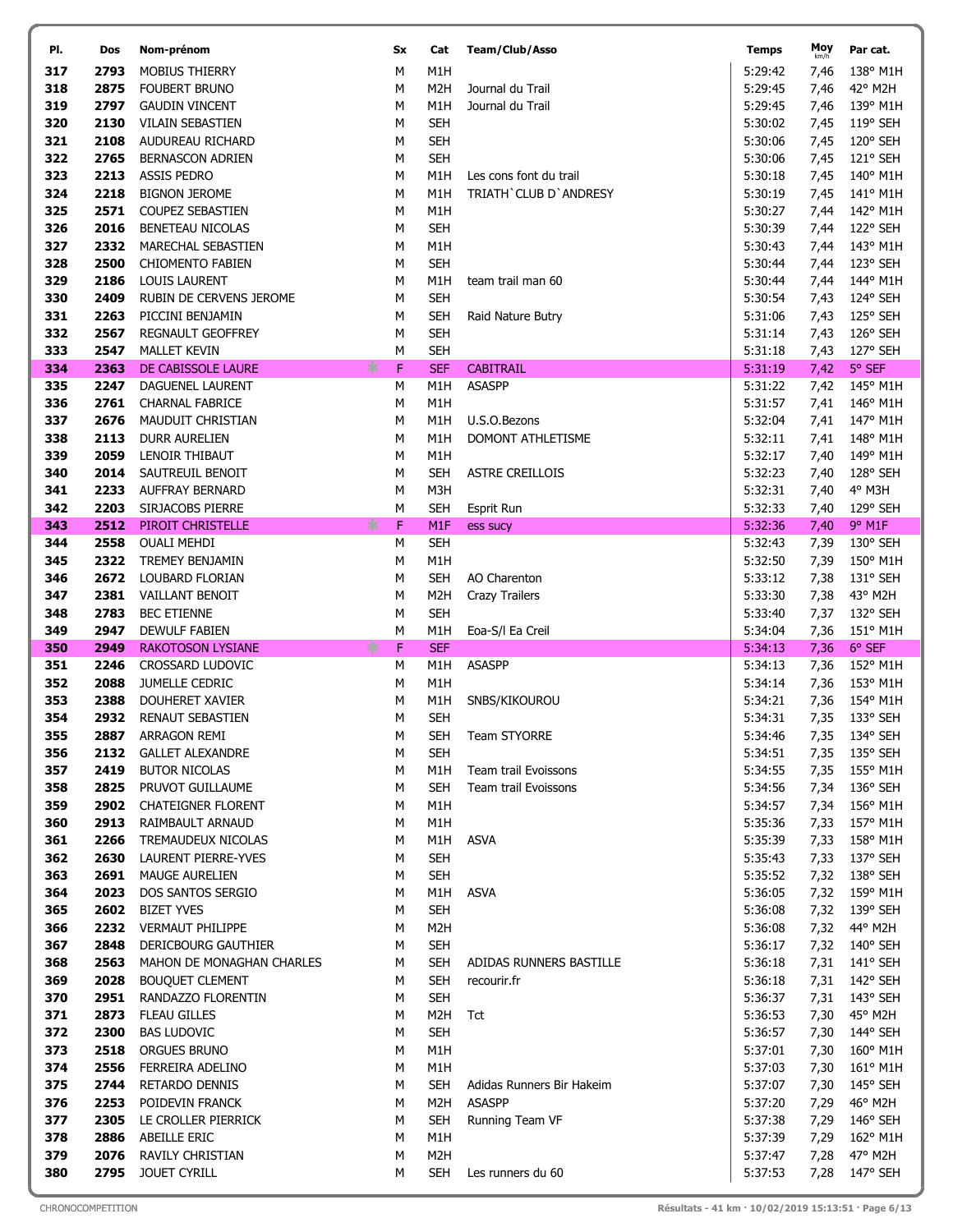| Pl. | Dos | Nom-prénom | Sx | Cat | Team/Club/Asso | Temps | Moy km/h | Par cat. |
|---|---|---|---|---|---|---|---|---|
| 317 | 2793 | MOBIUS THIERRY | M | M1H | | 5:29:42 | 7,46 | 138° M1H |
| 318 | 2875 | FOUBERT BRUNO | M | M2H | Journal du Trail | 5:29:45 | 7,46 | 42° M2H |
| 319 | 2797 | GAUDIN VINCENT | M | M1H | Journal du Trail | 5:29:45 | 7,46 | 139° M1H |
| 320 | 2130 | VILAIN SEBASTIEN | M | SEH | | 5:30:02 | 7,45 | 119° SEH |
| 321 | 2108 | AUDUREAU RICHARD | M | SEH | | 5:30:06 | 7,45 | 120° SEH |
| 322 | 2765 | BERNASCON ADRIEN | M | SEH | | 5:30:06 | 7,45 | 121° SEH |
| 323 | 2213 | ASSIS PEDRO | M | M1H | Les cons font du trail | 5:30:18 | 7,45 | 140° M1H |
| 324 | 2218 | BIGNON JEROME | M | M1H | TRIATH`CLUB D`ANDRESY | 5:30:19 | 7,45 | 141° M1H |
| 325 | 2571 | COUPEZ SEBASTIEN | M | M1H | | 5:30:27 | 7,44 | 142° M1H |
| 326 | 2016 | BENETEAU NICOLAS | M | SEH | | 5:30:39 | 7,44 | 122° SEH |
| 327 | 2332 | MARECHAL SEBASTIEN | M | M1H | | 5:30:43 | 7,44 | 143° M1H |
| 328 | 2500 | CHIOMENTO FABIEN | M | SEH | | 5:30:44 | 7,44 | 123° SEH |
| 329 | 2186 | LOUIS LAURENT | M | M1H | team trail man 60 | 5:30:44 | 7,44 | 144° M1H |
| 330 | 2409 | RUBIN DE CERVENS JEROME | M | SEH | | 5:30:54 | 7,43 | 124° SEH |
| 331 | 2263 | PICCINI BENJAMIN | M | SEH | Raid Nature Butry | 5:31:06 | 7,43 | 125° SEH |
| 332 | 2567 | REGNAULT GEOFFREY | M | SEH | | 5:31:14 | 7,43 | 126° SEH |
| 333 | 2547 | MALLET KEVIN | M | SEH | | 5:31:18 | 7,43 | 127° SEH |
| 334 | 2363 | DE CABISSOLE LAURE | F | SEF | CABITRAIL | 5:31:19 | 7,42 | 5° SEF |
| 335 | 2247 | DAGUENEL LAURENT | M | M1H | ASASPP | 5:31:22 | 7,42 | 145° M1H |
| 336 | 2761 | CHARNAL FABRICE | M | M1H | | 5:31:57 | 7,41 | 146° M1H |
| 337 | 2676 | MAUDUIT CHRISTIAN | M | M1H | U.S.O.Bezons | 5:32:04 | 7,41 | 147° M1H |
| 338 | 2113 | DURR AURELIEN | M | M1H | DOMONT ATHLETISME | 5:32:11 | 7,41 | 148° M1H |
| 339 | 2059 | LENOIR THIBAUT | M | M1H | | 5:32:17 | 7,40 | 149° M1H |
| 340 | 2014 | SAUTREUIL BENOIT | M | SEH | ASTRE CREILLOIS | 5:32:23 | 7,40 | 128° SEH |
| 341 | 2233 | AUFFRAY BERNARD | M | M3H | | 5:32:31 | 7,40 | 4° M3H |
| 342 | 2203 | SIRJACOBS PIERRE | M | SEH | Esprit Run | 5:32:33 | 7,40 | 129° SEH |
| 343 | 2512 | PIROIT CHRISTELLE | F | M1F | ess sucy | 5:32:36 | 7,40 | 9° M1F |
| 344 | 2558 | OUALI MEHDI | M | SEH | | 5:32:43 | 7,39 | 130° SEH |
| 345 | 2322 | TREMEY BENJAMIN | M | M1H | | 5:32:50 | 7,39 | 150° M1H |
| 346 | 2672 | LOUBARD FLORIAN | M | SEH | AO Charenton | 5:33:12 | 7,38 | 131° SEH |
| 347 | 2381 | VAILLANT BENOIT | M | M2H | Crazy Trailers | 5:33:30 | 7,38 | 43° M2H |
| 348 | 2783 | BEC ETIENNE | M | SEH | | 5:33:40 | 7,37 | 132° SEH |
| 349 | 2947 | DEWULF FABIEN | M | M1H | Eoa-S/l Ea Creil | 5:34:04 | 7,36 | 151° M1H |
| 350 | 2949 | RAKOTOSON LYSIANE | F | SEF | | 5:34:13 | 7,36 | 6° SEF |
| 351 | 2246 | CROSSARD LUDOVIC | M | M1H | ASASPP | 5:34:13 | 7,36 | 152° M1H |
| 352 | 2088 | JUMELLE CEDRIC | M | M1H | | 5:34:14 | 7,36 | 153° M1H |
| 353 | 2388 | DOUHERET XAVIER | M | M1H | SNBS/KIKOUROU | 5:34:21 | 7,36 | 154° M1H |
| 354 | 2932 | RENAUT SEBASTIEN | M | SEH | | 5:34:31 | 7,35 | 133° SEH |
| 355 | 2887 | ARRAGON REMI | M | SEH | Team STYORRE | 5:34:46 | 7,35 | 134° SEH |
| 356 | 2132 | GALLET ALEXANDRE | M | SEH | | 5:34:51 | 7,35 | 135° SEH |
| 357 | 2419 | BUTOR NICOLAS | M | M1H | Team trail Evoissons | 5:34:55 | 7,35 | 155° M1H |
| 358 | 2825 | PRUVOT GUILLAUME | M | SEH | Team trail Evoissons | 5:34:56 | 7,34 | 136° SEH |
| 359 | 2902 | CHATEIGNER FLORENT | M | M1H | | 5:34:57 | 7,34 | 156° M1H |
| 360 | 2913 | RAIMBAULT ARNAUD | M | M1H | | 5:35:36 | 7,33 | 157° M1H |
| 361 | 2266 | TREMAUDEUX NICOLAS | M | M1H | ASVA | 5:35:39 | 7,33 | 158° M1H |
| 362 | 2630 | LAURENT PIERRE-YVES | M | SEH | | 5:35:43 | 7,33 | 137° SEH |
| 363 | 2691 | MAUGE AURELIEN | M | SEH | | 5:35:52 | 7,32 | 138° SEH |
| 364 | 2023 | DOS SANTOS SERGIO | M | M1H | ASVA | 5:36:05 | 7,32 | 159° M1H |
| 365 | 2602 | BIZET YVES | M | SEH | | 5:36:08 | 7,32 | 139° SEH |
| 366 | 2232 | VERMAUT PHILIPPE | M | M2H | | 5:36:08 | 7,32 | 44° M2H |
| 367 | 2848 | DERICBOURG GAUTHIER | M | SEH | | 5:36:17 | 7,32 | 140° SEH |
| 368 | 2563 | MAHON DE MONAGHAN CHARLES | M | SEH | ADIDAS RUNNERS BASTILLE | 5:36:18 | 7,31 | 141° SEH |
| 369 | 2028 | BOUQUET CLEMENT | M | SEH | recourir.fr | 5:36:18 | 7,31 | 142° SEH |
| 370 | 2951 | RANDAZZO FLORENTIN | M | SEH | | 5:36:37 | 7,31 | 143° SEH |
| 371 | 2873 | FLEAU GILLES | M | M2H | Tct | 5:36:53 | 7,30 | 45° M2H |
| 372 | 2300 | BAS LUDOVIC | M | SEH | | 5:36:57 | 7,30 | 144° SEH |
| 373 | 2518 | ORGUES BRUNO | M | M1H | | 5:37:01 | 7,30 | 160° M1H |
| 374 | 2556 | FERREIRA ADELINO | M | M1H | | 5:37:03 | 7,30 | 161° M1H |
| 375 | 2744 | RETARDO DENNIS | M | SEH | Adidas Runners Bir Hakeim | 5:37:07 | 7,30 | 145° SEH |
| 376 | 2253 | POIDEVIN FRANCK | M | M2H | ASASPP | 5:37:20 | 7,29 | 46° M2H |
| 377 | 2305 | LE CROLLER PIERRICK | M | SEH | Running Team VF | 5:37:38 | 7,29 | 146° SEH |
| 378 | 2886 | ABEILLE ERIC | M | M1H | | 5:37:39 | 7,29 | 162° M1H |
| 379 | 2076 | RAVILY CHRISTIAN | M | M2H | | 5:37:47 | 7,28 | 47° M2H |
| 380 | 2795 | JOUET CYRILL | M | SEH | Les runners du 60 | 5:37:53 | 7,28 | 147° SEH |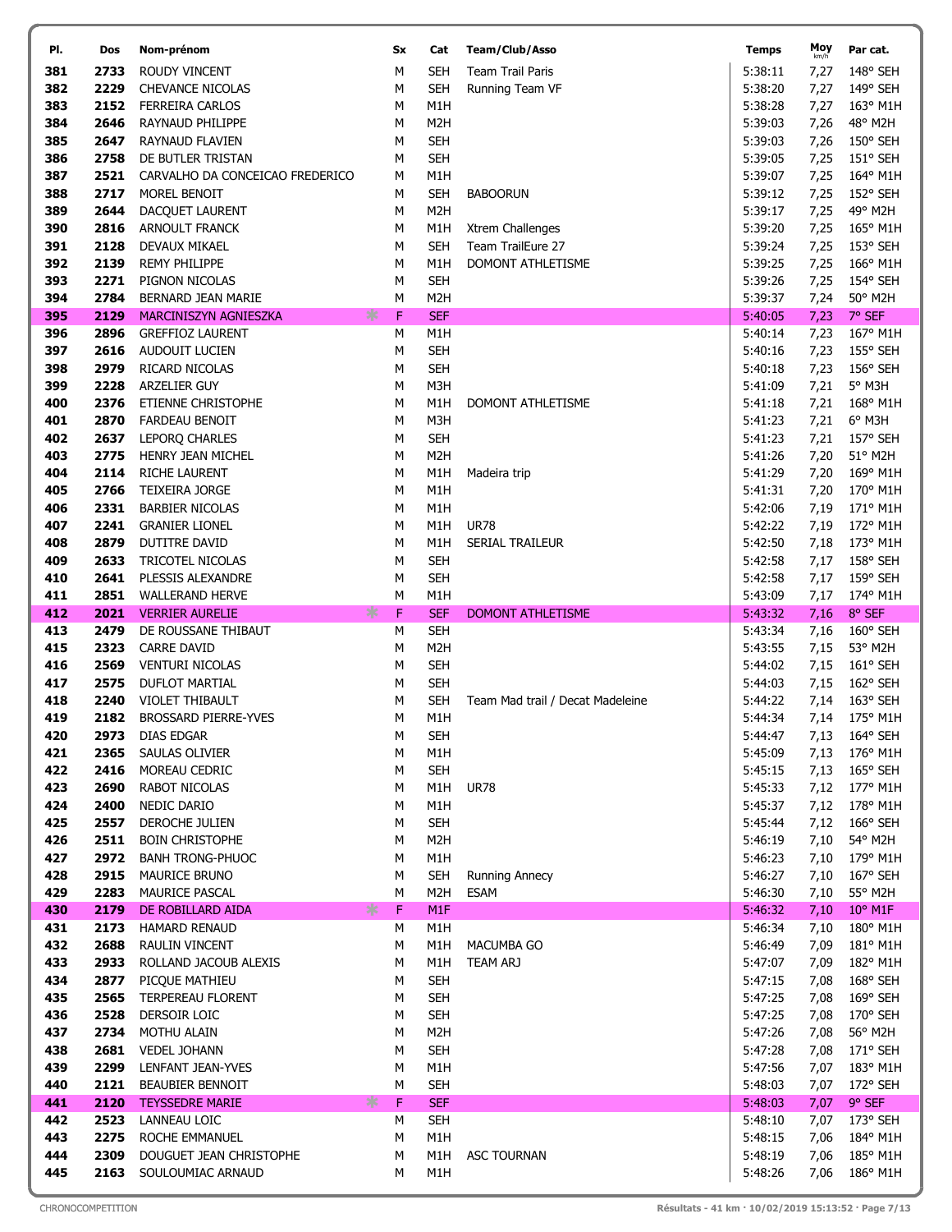| Pl. | Dos | Nom-prénom | Sx | Cat | Team/Club/Asso | Temps | Moy km/h | Par cat. |
|---|---|---|---|---|---|---|---|---|
| 381 | 2733 | ROUDY VINCENT | M | SEH | Team Trail Paris | 5:38:11 | 7,27 | 148° SEH |
| 382 | 2229 | CHEVANCE NICOLAS | M | SEH | Running Team VF | 5:38:20 | 7,27 | 149° SEH |
| 383 | 2152 | FERREIRA CARLOS | M | M1H | | 5:38:28 | 7,27 | 163° M1H |
| 384 | 2646 | RAYNAUD PHILIPPE | M | M2H | | 5:39:03 | 7,26 | 48° M2H |
| 385 | 2647 | RAYNAUD FLAVIEN | M | SEH | | 5:39:03 | 7,26 | 150° SEH |
| 386 | 2758 | DE BUTLER TRISTAN | M | SEH | | 5:39:05 | 7,25 | 151° SEH |
| 387 | 2521 | CARVALHO DA CONCEICAO FREDERICO | M | M1H | | 5:39:07 | 7,25 | 164° M1H |
| 388 | 2717 | MOREL BENOIT | M | SEH | BABOORUN | 5:39:12 | 7,25 | 152° SEH |
| 389 | 2644 | DACQUET LAURENT | M | M2H | | 5:39:17 | 7,25 | 49° M2H |
| 390 | 2816 | ARNOULT FRANCK | M | M1H | Xtrem Challenges | 5:39:20 | 7,25 | 165° M1H |
| 391 | 2128 | DEVAUX MIKAEL | M | SEH | Team TrailEure 27 | 5:39:24 | 7,25 | 153° SEH |
| 392 | 2139 | REMY PHILIPPE | M | M1H | DOMONT ATHLETISME | 5:39:25 | 7,25 | 166° M1H |
| 393 | 2271 | PIGNON NICOLAS | M | SEH | | 5:39:26 | 7,25 | 154° SEH |
| 394 | 2784 | BERNARD JEAN MARIE | M | M2H | | 5:39:37 | 7,24 | 50° M2H |
| 395 | 2129 | MARCINISZYN AGNIESZKA | F | SEF | | 5:40:05 | 7,23 | 7° SEF |
| 396 | 2896 | GREFFIOZ LAURENT | M | M1H | | 5:40:14 | 7,23 | 167° M1H |
| 397 | 2616 | AUDOUIT LUCIEN | M | SEH | | 5:40:16 | 7,23 | 155° SEH |
| 398 | 2979 | RICARD NICOLAS | M | SEH | | 5:40:18 | 7,23 | 156° SEH |
| 399 | 2228 | ARZELIER GUY | M | M3H | | 5:41:09 | 7,21 | 5° M3H |
| 400 | 2376 | ETIENNE CHRISTOPHE | M | M1H | DOMONT ATHLETISME | 5:41:18 | 7,21 | 168° M1H |
| 401 | 2870 | FARDEAU BENOIT | M | M3H | | 5:41:23 | 7,21 | 6° M3H |
| 402 | 2637 | LEPORQ CHARLES | M | SEH | | 5:41:23 | 7,21 | 157° SEH |
| 403 | 2775 | HENRY JEAN MICHEL | M | M2H | | 5:41:26 | 7,20 | 51° M2H |
| 404 | 2114 | RICHE LAURENT | M | M1H | Madeira trip | 5:41:29 | 7,20 | 169° M1H |
| 405 | 2766 | TEIXEIRA JORGE | M | M1H | | 5:41:31 | 7,20 | 170° M1H |
| 406 | 2331 | BARBIER NICOLAS | M | M1H | | 5:42:06 | 7,19 | 171° M1H |
| 407 | 2241 | GRANIER LIONEL | M | M1H | UR78 | 5:42:22 | 7,19 | 172° M1H |
| 408 | 2879 | DUTITRE DAVID | M | M1H | SERIAL TRAILEUR | 5:42:50 | 7,18 | 173° M1H |
| 409 | 2633 | TRICOTEL NICOLAS | M | SEH | | 5:42:58 | 7,17 | 158° SEH |
| 410 | 2641 | PLESSIS ALEXANDRE | M | SEH | | 5:42:58 | 7,17 | 159° SEH |
| 411 | 2851 | WALLERAND HERVE | M | M1H | | 5:43:09 | 7,17 | 174° M1H |
| 412 | 2021 | VERRIER AURELIE | F | SEF | DOMONT ATHLETISME | 5:43:32 | 7,16 | 8° SEF |
| 413 | 2479 | DE ROUSSANE THIBAUT | M | SEH | | 5:43:34 | 7,16 | 160° SEH |
| 415 | 2323 | CARRE DAVID | M | M2H | | 5:43:55 | 7,15 | 53° M2H |
| 416 | 2569 | VENTURI NICOLAS | M | SEH | | 5:44:02 | 7,15 | 161° SEH |
| 417 | 2575 | DUFLOT MARTIAL | M | SEH | | 5:44:03 | 7,15 | 162° SEH |
| 418 | 2240 | VIOLET THIBAULT | M | SEH | Team Mad trail / Decat Madeleine | 5:44:22 | 7,14 | 163° SEH |
| 419 | 2182 | BROSSARD PIERRE-YVES | M | M1H | | 5:44:34 | 7,14 | 175° M1H |
| 420 | 2973 | DIAS EDGAR | M | SEH | | 5:44:47 | 7,13 | 164° SEH |
| 421 | 2365 | SAULAS OLIVIER | M | M1H | | 5:45:09 | 7,13 | 176° M1H |
| 422 | 2416 | MOREAU CEDRIC | M | SEH | | 5:45:15 | 7,13 | 165° SEH |
| 423 | 2690 | RABOT NICOLAS | M | M1H | UR78 | 5:45:33 | 7,12 | 177° M1H |
| 424 | 2400 | NEDIC DARIO | M | M1H | | 5:45:37 | 7,12 | 178° M1H |
| 425 | 2557 | DEROCHE JULIEN | M | SEH | | 5:45:44 | 7,12 | 166° SEH |
| 426 | 2511 | BOIN CHRISTOPHE | M | M2H | | 5:46:19 | 7,10 | 54° M2H |
| 427 | 2972 | BANH TRONG-PHUOC | M | M1H | | 5:46:23 | 7,10 | 179° M1H |
| 428 | 2915 | MAURICE BRUNO | M | SEH | Running Annecy | 5:46:27 | 7,10 | 167° SEH |
| 429 | 2283 | MAURICE PASCAL | M | M2H | ESAM | 5:46:30 | 7,10 | 55° M2H |
| 430 | 2179 | DE ROBILLARD AIDA | F | M1F | | 5:46:32 | 7,10 | 10° M1F |
| 431 | 2173 | HAMARD RENAUD | M | M1H | | 5:46:34 | 7,10 | 180° M1H |
| 432 | 2688 | RAULIN VINCENT | M | M1H | MACUMBA GO | 5:46:49 | 7,09 | 181° M1H |
| 433 | 2933 | ROLLAND JACOUB ALEXIS | M | M1H | TEAM ARJ | 5:47:07 | 7,09 | 182° M1H |
| 434 | 2877 | PICQUE MATHIEU | M | SEH | | 5:47:15 | 7,08 | 168° SEH |
| 435 | 2565 | TERPEREAU FLORENT | M | SEH | | 5:47:25 | 7,08 | 169° SEH |
| 436 | 2528 | DERSOIR LOIC | M | SEH | | 5:47:25 | 7,08 | 170° SEH |
| 437 | 2734 | MOTHU ALAIN | M | M2H | | 5:47:26 | 7,08 | 56° M2H |
| 438 | 2681 | VEDEL JOHANN | M | SEH | | 5:47:28 | 7,08 | 171° SEH |
| 439 | 2299 | LENFANT JEAN-YVES | M | M1H | | 5:47:56 | 7,07 | 183° M1H |
| 440 | 2121 | BEAUBIER BENNOIT | M | SEH | | 5:48:03 | 7,07 | 172° SEH |
| 441 | 2120 | TEYSSEDRE MARIE | F | SEF | | 5:48:03 | 7,07 | 9° SEF |
| 442 | 2523 | LANNEAU LOIC | M | SEH | | 5:48:10 | 7,07 | 173° SEH |
| 443 | 2275 | ROCHE EMMANUEL | M | M1H | | 5:48:15 | 7,06 | 184° M1H |
| 444 | 2309 | DOUGUET JEAN CHRISTOPHE | M | M1H | ASC TOURNAN | 5:48:19 | 7,06 | 185° M1H |
| 445 | 2163 | SOULOUMIAC ARNAUD | M | M1H | | 5:48:26 | 7,06 | 186° M1H |

CHRONOCOMPETITION — Résultats - 41 km · 10/02/2019 15:13:52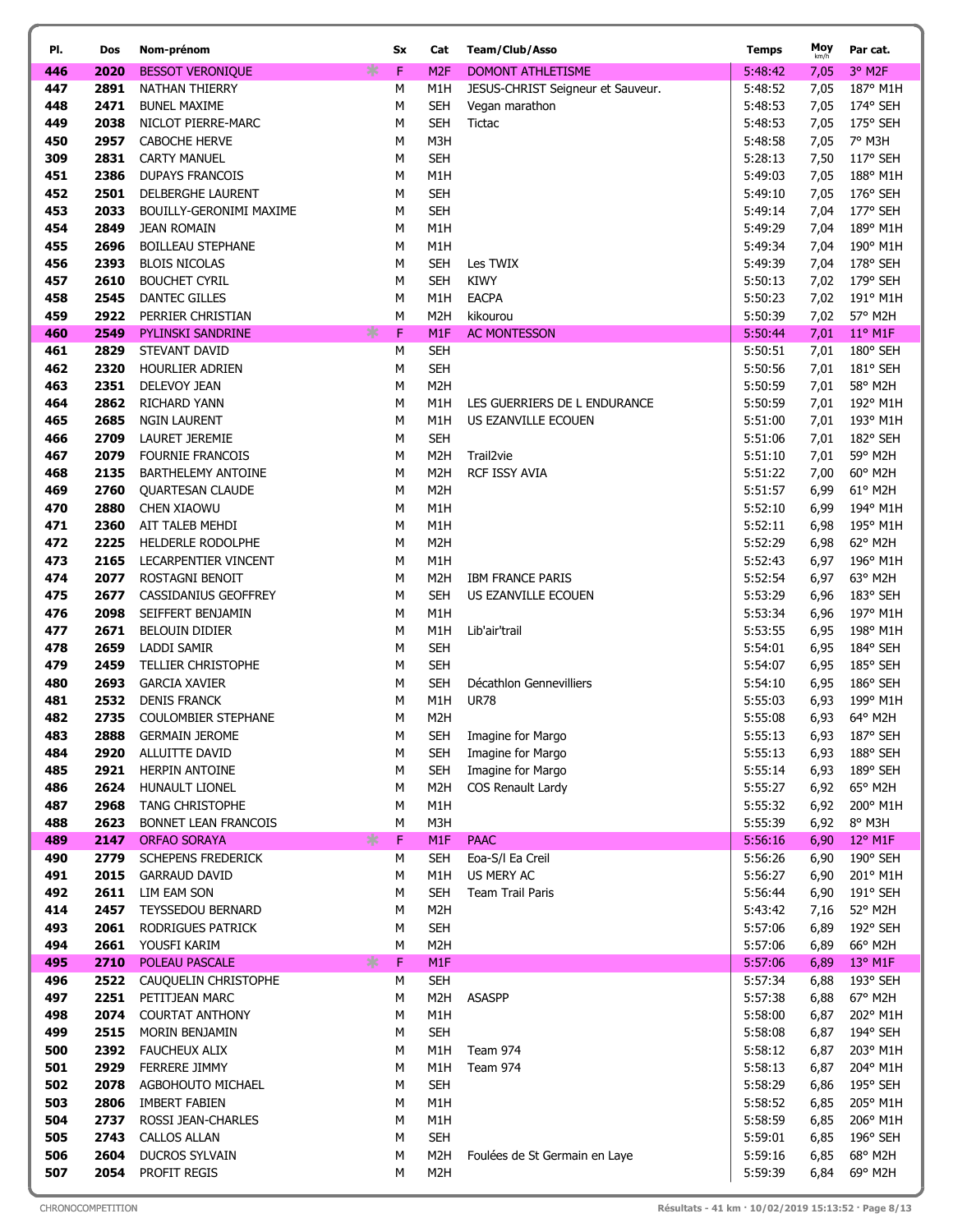| Pl. | Dos | Nom-prénom | Sx | Cat | Team/Club/Asso | Temps | Moy km/h | Par cat. |
|---|---|---|---|---|---|---|---|---|
| 446 | 2020 | BESSOT VERONIQUE | F | M2F | DOMONT ATHLETISME | 5:48:42 | 7,05 | 3° M2F |
| 447 | 2891 | NATHAN THIERRY | M | M1H | JESUS-CHRIST Seigneur et Sauveur. | 5:48:52 | 7,05 | 187° M1H |
| 448 | 2471 | BUNEL MAXIME | M | SEH | Vegan marathon | 5:48:53 | 7,05 | 174° SEH |
| 449 | 2038 | NICLOT PIERRE-MARC | M | SEH | Tictac | 5:48:53 | 7,05 | 175° SEH |
| 450 | 2957 | CABOCHE HERVE | M | M3H | | 5:48:58 | 7,05 | 7° M3H |
| 309 | 2831 | CARTY MANUEL | M | SEH | | 5:28:13 | 7,50 | 117° SEH |
| 451 | 2386 | DUPAYS FRANCOIS | M | M1H | | 5:49:03 | 7,05 | 188° M1H |
| 452 | 2501 | DELBERGHE LAURENT | M | SEH | | 5:49:10 | 7,05 | 176° SEH |
| 453 | 2033 | BOUILLY-GERONIMI MAXIME | M | SEH | | 5:49:14 | 7,04 | 177° SEH |
| 454 | 2849 | JEAN ROMAIN | M | M1H | | 5:49:29 | 7,04 | 189° M1H |
| 455 | 2696 | BOILLEAU STEPHANE | M | M1H | | 5:49:34 | 7,04 | 190° M1H |
| 456 | 2393 | BLOIS NICOLAS | M | SEH | Les TWIX | 5:49:39 | 7,04 | 178° SEH |
| 457 | 2610 | BOUCHET CYRIL | M | SEH | KIWY | 5:50:13 | 7,02 | 179° SEH |
| 458 | 2545 | DANTEC GILLES | M | M1H | EACPA | 5:50:23 | 7,02 | 191° M1H |
| 459 | 2922 | PERRIER CHRISTIAN | M | M2H | kikourou | 5:50:39 | 7,02 | 57° M2H |
| 460 | 2549 | PYLINSKI SANDRINE | F | M1F | AC MONTESSON | 5:50:44 | 7,01 | 11° M1F |
| 461 | 2829 | STEVANT DAVID | M | SEH | | 5:50:51 | 7,01 | 180° SEH |
| 462 | 2320 | HOURLIER ADRIEN | M | SEH | | 5:50:56 | 7,01 | 181° SEH |
| 463 | 2351 | DELEVOY JEAN | M | M2H | | 5:50:59 | 7,01 | 58° M2H |
| 464 | 2862 | RICHARD YANN | M | M1H | LES GUERRIERS DE L ENDURANCE | 5:50:59 | 7,01 | 192° M1H |
| 465 | 2685 | NGIN LAURENT | M | M1H | US EZANVILLE ECOUEN | 5:51:00 | 7,01 | 193° M1H |
| 466 | 2709 | LAURET JEREMIE | M | SEH | | 5:51:06 | 7,01 | 182° SEH |
| 467 | 2079 | FOURNIE FRANCOIS | M | M2H | Trail2vie | 5:51:10 | 7,01 | 59° M2H |
| 468 | 2135 | BARTHELEMY ANTOINE | M | M2H | RCF ISSY AVIA | 5:51:22 | 7,00 | 60° M2H |
| 469 | 2760 | QUARTESAN CLAUDE | M | M2H | | 5:51:57 | 6,99 | 61° M2H |
| 470 | 2880 | CHEN XIAOWU | M | M1H | | 5:52:10 | 6,99 | 194° M1H |
| 471 | 2360 | AIT TALEB MEHDI | M | M1H | | 5:52:11 | 6,98 | 195° M1H |
| 472 | 2225 | HELDERLE RODOLPHE | M | M2H | | 5:52:29 | 6,98 | 62° M2H |
| 473 | 2165 | LECARPENTIER VINCENT | M | M1H | | 5:52:43 | 6,97 | 196° M1H |
| 474 | 2077 | ROSTAGNI BENOIT | M | M2H | IBM FRANCE PARIS | 5:52:54 | 6,97 | 63° M2H |
| 475 | 2677 | CASSIDANIUS GEOFFREY | M | SEH | US EZANVILLE ECOUEN | 5:53:29 | 6,96 | 183° SEH |
| 476 | 2098 | SEIFFERT BENJAMIN | M | M1H | | 5:53:34 | 6,96 | 197° M1H |
| 477 | 2671 | BELOUIN DIDIER | M | M1H | Lib'air'trail | 5:53:55 | 6,95 | 198° M1H |
| 478 | 2659 | LADDI SAMIR | M | SEH | | 5:54:01 | 6,95 | 184° SEH |
| 479 | 2459 | TELLIER CHRISTOPHE | M | SEH | | 5:54:07 | 6,95 | 185° SEH |
| 480 | 2693 | GARCIA XAVIER | M | SEH | Décathlon Gennevilliers | 5:54:10 | 6,95 | 186° SEH |
| 481 | 2532 | DENIS FRANCK | M | M1H | UR78 | 5:55:03 | 6,93 | 199° M1H |
| 482 | 2735 | COULOMBIER STEPHANE | M | M2H | | 5:55:08 | 6,93 | 64° M2H |
| 483 | 2888 | GERMAIN JEROME | M | SEH | Imagine for Margo | 5:55:13 | 6,93 | 187° SEH |
| 484 | 2920 | ALLUITTE DAVID | M | SEH | Imagine for Margo | 5:55:13 | 6,93 | 188° SEH |
| 485 | 2921 | HERPIN ANTOINE | M | SEH | Imagine for Margo | 5:55:14 | 6,93 | 189° SEH |
| 486 | 2624 | HUNAULT LIONEL | M | M2H | COS Renault Lardy | 5:55:27 | 6,92 | 65° M2H |
| 487 | 2968 | TANG CHRISTOPHE | M | M1H | | 5:55:32 | 6,92 | 200° M1H |
| 488 | 2623 | BONNET LEAN FRANCOIS | M | M3H | | 5:55:39 | 6,92 | 8° M3H |
| 489 | 2147 | ORFAO SORAYA | F | M1F | PAAC | 5:56:16 | 6,90 | 12° M1F |
| 490 | 2779 | SCHEPENS FREDERICK | M | SEH | Eoa-S/l Ea Creil | 5:56:26 | 6,90 | 190° SEH |
| 491 | 2015 | GARRAUD DAVID | M | M1H | US MERY AC | 5:56:27 | 6,90 | 201° M1H |
| 492 | 2611 | LIM EAM SON | M | SEH | Team Trail Paris | 5:56:44 | 6,90 | 191° SEH |
| 414 | 2457 | TEYSSEDOU BERNARD | M | M2H | | 5:43:42 | 7,16 | 52° M2H |
| 493 | 2061 | RODRIGUES PATRICK | M | SEH | | 5:57:06 | 6,89 | 192° SEH |
| 494 | 2661 | YOUSFI KARIM | M | M2H | | 5:57:06 | 6,89 | 66° M2H |
| 495 | 2710 | POLEAU PASCALE | F | M1F | | 5:57:06 | 6,89 | 13° M1F |
| 496 | 2522 | CAUQUELIN CHRISTOPHE | M | SEH | | 5:57:34 | 6,88 | 193° SEH |
| 497 | 2251 | PETITJEAN MARC | M | M2H | ASASPP | 5:57:38 | 6,88 | 67° M2H |
| 498 | 2074 | COURTAT ANTHONY | M | M1H | | 5:58:00 | 6,87 | 202° M1H |
| 499 | 2515 | MORIN BENJAMIN | M | SEH | | 5:58:08 | 6,87 | 194° SEH |
| 500 | 2392 | FAUCHEUX ALIX | M | M1H | Team 974 | 5:58:12 | 6,87 | 203° M1H |
| 501 | 2929 | FERRERE JIMMY | M | M1H | Team 974 | 5:58:13 | 6,87 | 204° M1H |
| 502 | 2078 | AGBOHOUTO MICHAEL | M | SEH | | 5:58:29 | 6,86 | 195° SEH |
| 503 | 2806 | IMBERT FABIEN | M | M1H | | 5:58:52 | 6,85 | 205° M1H |
| 504 | 2737 | ROSSI JEAN-CHARLES | M | M1H | | 5:58:59 | 6,85 | 206° M1H |
| 505 | 2743 | CALLOS ALLAN | M | SEH | | 5:59:01 | 6,85 | 196° SEH |
| 506 | 2604 | DUCROS SYLVAIN | M | M2H | Foulées de St Germain en Laye | 5:59:16 | 6,85 | 68° M2H |
| 507 | 2054 | PROFIT REGIS | M | M2H | | 5:59:39 | 6,84 | 69° M2H |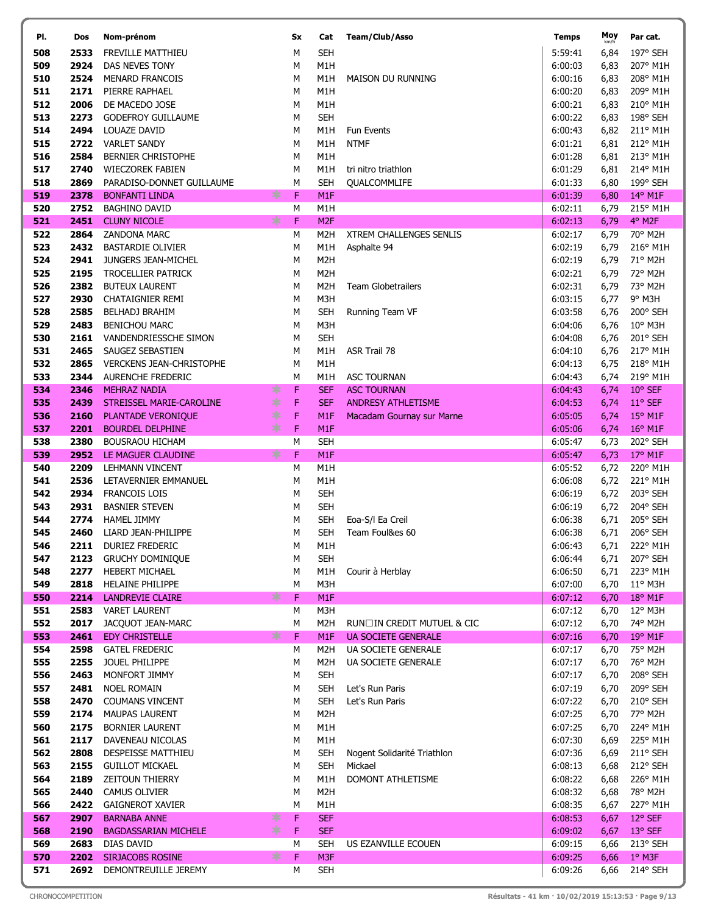| Pl. | Dos | Nom-prénom | Sx | Cat | Team/Club/Asso | Temps | Moy km/h | Par cat. |
|---|---|---|---|---|---|---|---|---|
| 508 | 2533 | FREVILLE MATTHIEU | M | SEH | | 5:59:41 | 6,84 | 197° SEH |
| 509 | 2924 | DAS NEVES TONY | M | M1H | | 6:00:03 | 6,83 | 207° M1H |
| 510 | 2524 | MENARD FRANCOIS | M | M1H | MAISON DU RUNNING | 6:00:16 | 6,83 | 208° M1H |
| 511 | 2171 | PIERRE RAPHAEL | M | M1H | | 6:00:20 | 6,83 | 209° M1H |
| 512 | 2006 | DE MACEDO JOSE | M | M1H | | 6:00:21 | 6,83 | 210° M1H |
| 513 | 2273 | GODEFROY GUILLAUME | M | SEH | | 6:00:22 | 6,83 | 198° SEH |
| 514 | 2494 | LOUAZE DAVID | M | M1H | Fun Events | 6:00:43 | 6,82 | 211° M1H |
| 515 | 2722 | VARLET SANDY | M | M1H | NTMF | 6:01:21 | 6,81 | 212° M1H |
| 516 | 2584 | BERNIER CHRISTOPHE | M | M1H | | 6:01:28 | 6,81 | 213° M1H |
| 517 | 2740 | WIECZOREK FABIEN | M | M1H | tri nitro triathlon | 6:01:29 | 6,81 | 214° M1H |
| 518 | 2869 | PARADISO-DONNET GUILLAUME | M | SEH | QUALCOMMLIFE | 6:01:33 | 6,80 | 199° SEH |
| 519 | 2378 | BONFANTI LINDA | F | M1F | | 6:01:39 | 6,80 | 14° M1F |
| 520 | 2752 | BAGHINO DAVID | M | M1H | | 6:02:11 | 6,79 | 215° M1H |
| 521 | 2451 | CLUNY NICOLE | F | M2F | | 6:02:13 | 6,79 | 4° M2F |
| 522 | 2864 | ZANDONA MARC | M | M2H | XTREM CHALLENGES SENLIS | 6:02:17 | 6,79 | 70° M2H |
| 523 | 2432 | BASTARDIE OLIVIER | M | M1H | Asphalte 94 | 6:02:19 | 6,79 | 216° M1H |
| 524 | 2941 | JUNGERS JEAN-MICHEL | M | M2H | | 6:02:19 | 6,79 | 71° M2H |
| 525 | 2195 | TROCELLIER PATRICK | M | M2H | | 6:02:21 | 6,79 | 72° M2H |
| 526 | 2382 | BUTEUX LAURENT | M | M2H | Team Globetrailers | 6:02:31 | 6,79 | 73° M2H |
| 527 | 2930 | CHATAIGNIER REMI | M | M3H | | 6:03:15 | 6,77 | 9° M3H |
| 528 | 2585 | BELHADJ BRAHIM | M | SEH | Running Team VF | 6:03:58 | 6,76 | 200° SEH |
| 529 | 2483 | BENICHOU MARC | M | M3H | | 6:04:06 | 6,76 | 10° M3H |
| 530 | 2161 | VANDENDRIESSCHE SIMON | M | SEH | | 6:04:08 | 6,76 | 201° SEH |
| 531 | 2465 | SAUGEZ SEBASTIEN | M | M1H | ASR Trail 78 | 6:04:10 | 6,76 | 217° M1H |
| 532 | 2865 | VERCKENS JEAN-CHRISTOPHE | M | M1H | | 6:04:13 | 6,75 | 218° M1H |
| 533 | 2344 | AURENCHE FREDERIC | M | M1H | ASC TOURNAN | 6:04:43 | 6,74 | 219° M1H |
| 534 | 2346 | MEHRAZ NADIA | F | SEF | ASC TOURNAN | 6:04:43 | 6,74 | 10° SEF |
| 535 | 2439 | STREISSEL MARIE-CAROLINE | F | SEF | ANDRESY ATHLETISME | 6:04:53 | 6,74 | 11° SEF |
| 536 | 2160 | PLANTADE VERONIQUE | F | M1F | Macadam Gournay sur Marne | 6:05:05 | 6,74 | 15° M1F |
| 537 | 2201 | BOURDEL DELPHINE | F | M1F | | 6:05:06 | 6,74 | 16° M1F |
| 538 | 2380 | BOUSRAOU HICHAM | M | SEH | | 6:05:47 | 6,73 | 202° SEH |
| 539 | 2952 | LE MAGUER CLAUDINE | F | M1F | | 6:05:47 | 6,73 | 17° M1F |
| 540 | 2209 | LEHMANN VINCENT | M | M1H | | 6:05:52 | 6,72 | 220° M1H |
| 541 | 2536 | LETAVERNIER EMMANUEL | M | M1H | | 6:06:08 | 6,72 | 221° M1H |
| 542 | 2934 | FRANCOIS LOIS | M | SEH | | 6:06:19 | 6,72 | 203° SEH |
| 543 | 2931 | BASNIER STEVEN | M | SEH | | 6:06:19 | 6,72 | 204° SEH |
| 544 | 2774 | HAMEL JIMMY | M | SEH | Eoa-S/l Ea Creil | 6:06:38 | 6,71 | 205° SEH |
| 545 | 2460 | LIARD JEAN-PHILIPPE | M | SEH | Team Foul&es 60 | 6:06:38 | 6,71 | 206° SEH |
| 546 | 2211 | DURIEZ FREDERIC | M | M1H | | 6:06:43 | 6,71 | 222° M1H |
| 547 | 2123 | GRUCHY DOMINIQUE | M | SEH | | 6:06:44 | 6,71 | 207° SEH |
| 548 | 2277 | HEBERT MICHAEL | M | M1H | Courir à Herblay | 6:06:50 | 6,71 | 223° M1H |
| 549 | 2818 | HELAINE PHILIPPE | M | M3H | | 6:07:00 | 6,70 | 11° M3H |
| 550 | 2214 | LANDREVIE CLAIRE | F | M1F | | 6:07:12 | 6,70 | 18° M1F |
| 551 | 2583 | VARET LAURENT | M | M3H | | 6:07:12 | 6,70 | 12° M3H |
| 552 | 2017 | JACQUOT JEAN-MARC | M | M2H | RUN☐IN CREDIT MUTUEL & CIC | 6:07:12 | 6,70 | 74° M2H |
| 553 | 2461 | EDY CHRISTELLE | F | M1F | UA SOCIETE GENERALE | 6:07:16 | 6,70 | 19° M1F |
| 554 | 2598 | GATEL FREDERIC | M | M2H | UA SOCIETE GENERALE | 6:07:17 | 6,70 | 75° M2H |
| 555 | 2255 | JOUEL PHILIPPE | M | M2H | UA SOCIETE GENERALE | 6:07:17 | 6,70 | 76° M2H |
| 556 | 2463 | MONFORT JIMMY | M | SEH | | 6:07:17 | 6,70 | 208° SEH |
| 557 | 2481 | NOEL ROMAIN | M | SEH | Let's Run Paris | 6:07:19 | 6,70 | 209° SEH |
| 558 | 2470 | COUMANS VINCENT | M | SEH | Let's Run Paris | 6:07:22 | 6,70 | 210° SEH |
| 559 | 2174 | MAUPAS LAURENT | M | M2H | | 6:07:25 | 6,70 | 77° M2H |
| 560 | 2175 | BORNIER LAURENT | M | M1H | | 6:07:25 | 6,70 | 224° M1H |
| 561 | 2117 | DAVENEAU NICOLAS | M | M1H | | 6:07:30 | 6,69 | 225° M1H |
| 562 | 2808 | DESPEISSE MATTHIEU | M | SEH | Nogent Solidarité Triathlon | 6:07:36 | 6,69 | 211° SEH |
| 563 | 2155 | GUILLOT MICKAEL | M | SEH | Mickael | 6:08:13 | 6,68 | 212° SEH |
| 564 | 2189 | ZEITOUN THIERRY | M | M1H | DOMONT ATHLETISME | 6:08:22 | 6,68 | 226° M1H |
| 565 | 2440 | CAMUS OLIVIER | M | M2H | | 6:08:32 | 6,68 | 78° M2H |
| 566 | 2422 | GAIGNEROT XAVIER | M | M1H | | 6:08:35 | 6,67 | 227° M1H |
| 567 | 2907 | BARNABA ANNE | F | SEF | | 6:08:53 | 6,67 | 12° SEF |
| 568 | 2190 | BAGDASSARIAN MICHELE | F | SEF | | 6:09:02 | 6,67 | 13° SEF |
| 569 | 2683 | DIAS DAVID | M | SEH | US EZANVILLE ECOUEN | 6:09:15 | 6,66 | 213° SEH |
| 570 | 2202 | SIRJACOBS ROSINE | F | M3F | | 6:09:25 | 6,66 | 1° M3F |
| 571 | 2692 | DEMONTREUILLE JEREMY | M | SEH | | 6:09:26 | 6,66 | 214° SEH |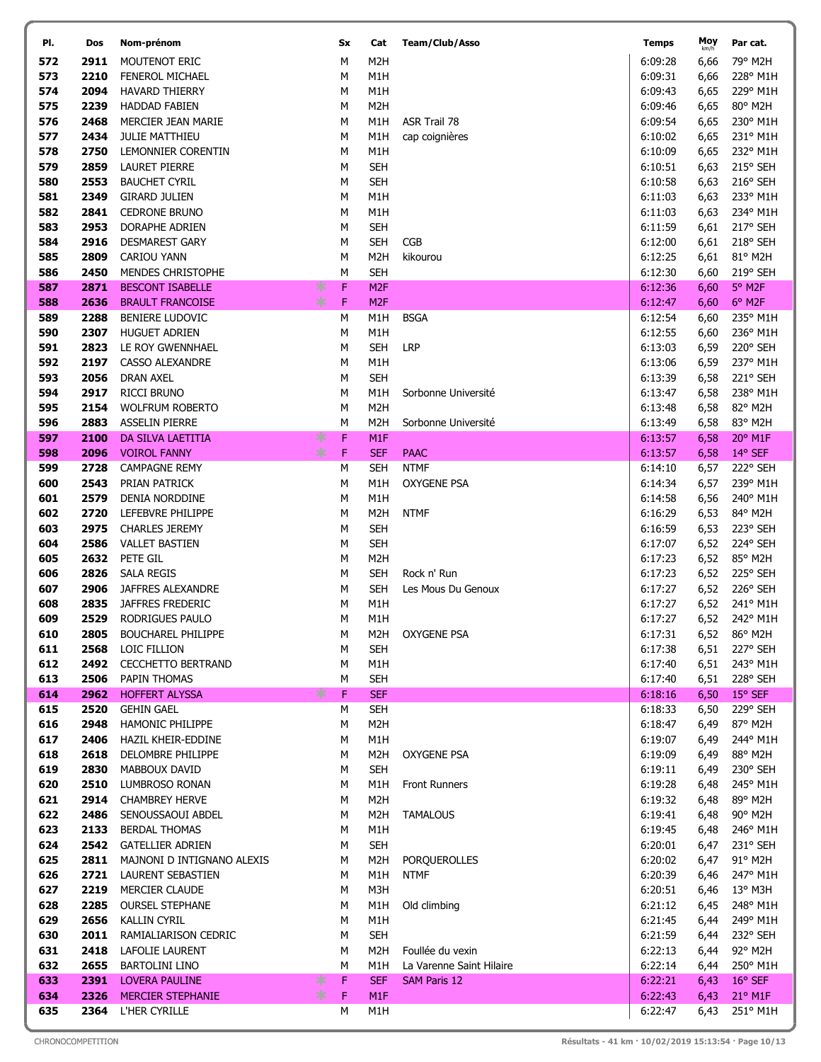| Pl. | Dos | Nom-prénom | Sx | Cat | Team/Club/Asso | Temps | Moy km/h | Par cat. |
|---|---|---|---|---|---|---|---|---|
| 572 | 2911 | MOUTENOT ERIC | M | M2H | | 6:09:28 | 6,66 | 79° M2H |
| 573 | 2210 | FENEROL MICHAEL | M | M1H | | 6:09:31 | 6,66 | 228° M1H |
| 574 | 2094 | HAVARD THIERRY | M | M1H | | 6:09:43 | 6,65 | 229° M1H |
| 575 | 2239 | HADDAD FABIEN | M | M2H | | 6:09:46 | 6,65 | 80° M2H |
| 576 | 2468 | MERCIER JEAN MARIE | M | M1H | ASR Trail 78 | 6:09:54 | 6,65 | 230° M1H |
| 577 | 2434 | JULIE MATTHIEU | M | M1H | cap coignières | 6:10:02 | 6,65 | 231° M1H |
| 578 | 2750 | LEMONNIER CORENTIN | M | M1H | | 6:10:09 | 6,65 | 232° M1H |
| 579 | 2859 | LAURET PIERRE | M | SEH | | 6:10:51 | 6,63 | 215° SEH |
| 580 | 2553 | BAUCHET CYRIL | M | SEH | | 6:10:58 | 6,63 | 216° SEH |
| 581 | 2349 | GIRARD JULIEN | M | M1H | | 6:11:03 | 6,63 | 233° M1H |
| 582 | 2841 | CEDRONE BRUNO | M | M1H | | 6:11:03 | 6,63 | 234° M1H |
| 583 | 2953 | DORAPHE ADRIEN | M | SEH | | 6:11:59 | 6,61 | 217° SEH |
| 584 | 2916 | DESMAREST GARY | M | SEH | CGB | 6:12:00 | 6,61 | 218° SEH |
| 585 | 2809 | CARIOU YANN | M | M2H | kikourou | 6:12:25 | 6,61 | 81° M2H |
| 586 | 2450 | MENDES CHRISTOPHE | M | SEH | | 6:12:30 | 6,60 | 219° SEH |
| 587 | 2871 | BESCONT ISABELLE | F | M2F | | 6:12:36 | 6,60 | 5° M2F |
| 588 | 2636 | BRAULT FRANCOISE | F | M2F | | 6:12:47 | 6,60 | 6° M2F |
| 589 | 2288 | BENIERE LUDOVIC | M | M1H | BSGA | 6:12:54 | 6,60 | 235° M1H |
| 590 | 2307 | HUGUET ADRIEN | M | M1H | | 6:12:55 | 6,60 | 236° M1H |
| 591 | 2823 | LE ROY GWENNHAEL | M | SEH | LRP | 6:13:03 | 6,59 | 220° SEH |
| 592 | 2197 | CASSO ALEXANDRE | M | M1H | | 6:13:06 | 6,59 | 237° M1H |
| 593 | 2056 | DRAN AXEL | M | SEH | | 6:13:39 | 6,58 | 221° SEH |
| 594 | 2917 | RICCI BRUNO | M | M1H | Sorbonne Université | 6:13:47 | 6,58 | 238° M1H |
| 595 | 2154 | WOLFRUM ROBERTO | M | M2H | | 6:13:48 | 6,58 | 82° M2H |
| 596 | 2883 | ASSELIN PIERRE | M | M2H | Sorbonne Université | 6:13:49 | 6,58 | 83° M2H |
| 597 | 2100 | DA SILVA LAETITIA | F | M1F | | 6:13:57 | 6,58 | 20° M1F |
| 598 | 2096 | VOIROL FANNY | F | SEF | PAAC | 6:13:57 | 6,58 | 14° SEF |
| 599 | 2728 | CAMPAGNE REMY | M | SEH | NTMF | 6:14:10 | 6,57 | 222° SEH |
| 600 | 2543 | PRIAN PATRICK | M | M1H | OXYGENE PSA | 6:14:34 | 6,57 | 239° M1H |
| 601 | 2579 | DENIA NORDDINE | M | M1H | | 6:14:58 | 6,56 | 240° M1H |
| 602 | 2720 | LEFEBVRE PHILIPPE | M | M2H | NTMF | 6:16:29 | 6,53 | 84° M2H |
| 603 | 2975 | CHARLES JEREMY | M | SEH | | 6:16:59 | 6,53 | 223° SEH |
| 604 | 2586 | VALLET BASTIEN | M | SEH | | 6:17:07 | 6,52 | 224° SEH |
| 605 | 2632 | PETE GIL | M | M2H | | 6:17:23 | 6,52 | 85° M2H |
| 606 | 2826 | SALA REGIS | M | SEH | Rock n' Run | 6:17:23 | 6,52 | 225° SEH |
| 607 | 2906 | JAFFRES ALEXANDRE | M | SEH | Les Mous Du Genoux | 6:17:27 | 6,52 | 226° SEH |
| 608 | 2835 | JAFFRES FREDERIC | M | M1H | | 6:17:27 | 6,52 | 241° M1H |
| 609 | 2529 | RODRIGUES PAULO | M | M1H | | 6:17:27 | 6,52 | 242° M1H |
| 610 | 2805 | BOUCHAREL PHILIPPE | M | M2H | OXYGENE PSA | 6:17:31 | 6,52 | 86° M2H |
| 611 | 2568 | LOIC FILLION | M | SEH | | 6:17:38 | 6,51 | 227° SEH |
| 612 | 2492 | CECCHETTO BERTRAND | M | M1H | | 6:17:40 | 6,51 | 243° M1H |
| 613 | 2506 | PAPIN THOMAS | M | SEH | | 6:17:40 | 6,51 | 228° SEH |
| 614 | 2962 | HOFFERT ALYSSA | F | SEF | | 6:18:16 | 6,50 | 15° SEF |
| 615 | 2520 | GEHIN GAEL | M | SEH | | 6:18:33 | 6,50 | 229° SEH |
| 616 | 2948 | HAMONIC PHILIPPE | M | M2H | | 6:18:47 | 6,49 | 87° M2H |
| 617 | 2406 | HAZIL KHEIR-EDDINE | M | M1H | | 6:19:07 | 6,49 | 244° M1H |
| 618 | 2618 | DELOMBRE PHILIPPE | M | M2H | OXYGENE PSA | 6:19:09 | 6,49 | 88° M2H |
| 619 | 2830 | MABBOUX DAVID | M | SEH | | 6:19:11 | 6,49 | 230° SEH |
| 620 | 2510 | LUMBROSO RONAN | M | M1H | Front Runners | 6:19:28 | 6,48 | 245° M1H |
| 621 | 2914 | CHAMBREY HERVE | M | M2H | | 6:19:32 | 6,48 | 89° M2H |
| 622 | 2486 | SENOUSSAOUI ABDEL | M | M2H | TAMALOUS | 6:19:41 | 6,48 | 90° M2H |
| 623 | 2133 | BERDAL THOMAS | M | M1H | | 6:19:45 | 6,48 | 246° M1H |
| 624 | 2542 | GATELLIER ADRIEN | M | SEH | | 6:20:01 | 6,47 | 231° SEH |
| 625 | 2811 | MAJNONI D INTIGNANO ALEXIS | M | M2H | PORQUEROLLES | 6:20:02 | 6,47 | 91° M2H |
| 626 | 2721 | LAURENT SEBASTIEN | M | M1H | NTMF | 6:20:39 | 6,46 | 247° M1H |
| 627 | 2219 | MERCIER CLAUDE | M | M3H | | 6:20:51 | 6,46 | 13° M3H |
| 628 | 2285 | OURSEL STEPHANE | M | M1H | Old climbing | 6:21:12 | 6,45 | 248° M1H |
| 629 | 2656 | KALLIN CYRIL | M | M1H | | 6:21:45 | 6,44 | 249° M1H |
| 630 | 2011 | RAMIALIARISON CEDRIC | M | SEH | | 6:21:59 | 6,44 | 232° SEH |
| 631 | 2418 | LAFOLIE LAURENT | M | M2H | Foullée du vexin | 6:22:13 | 6,44 | 92° M2H |
| 632 | 2655 | BARTOLINI LINO | M | M1H | La Varenne Saint Hilaire | 6:22:14 | 6,44 | 250° M1H |
| 633 | 2391 | LOVERA PAULINE | F | SEF | SAM Paris 12 | 6:22:21 | 6,43 | 16° SEF |
| 634 | 2326 | MERCIER STEPHANIE | F | M1F | | 6:22:43 | 6,43 | 21° M1F |
| 635 | 2364 | L'HER CYRILLE | M | M1H | | 6:22:47 | 6,43 | 251° M1H |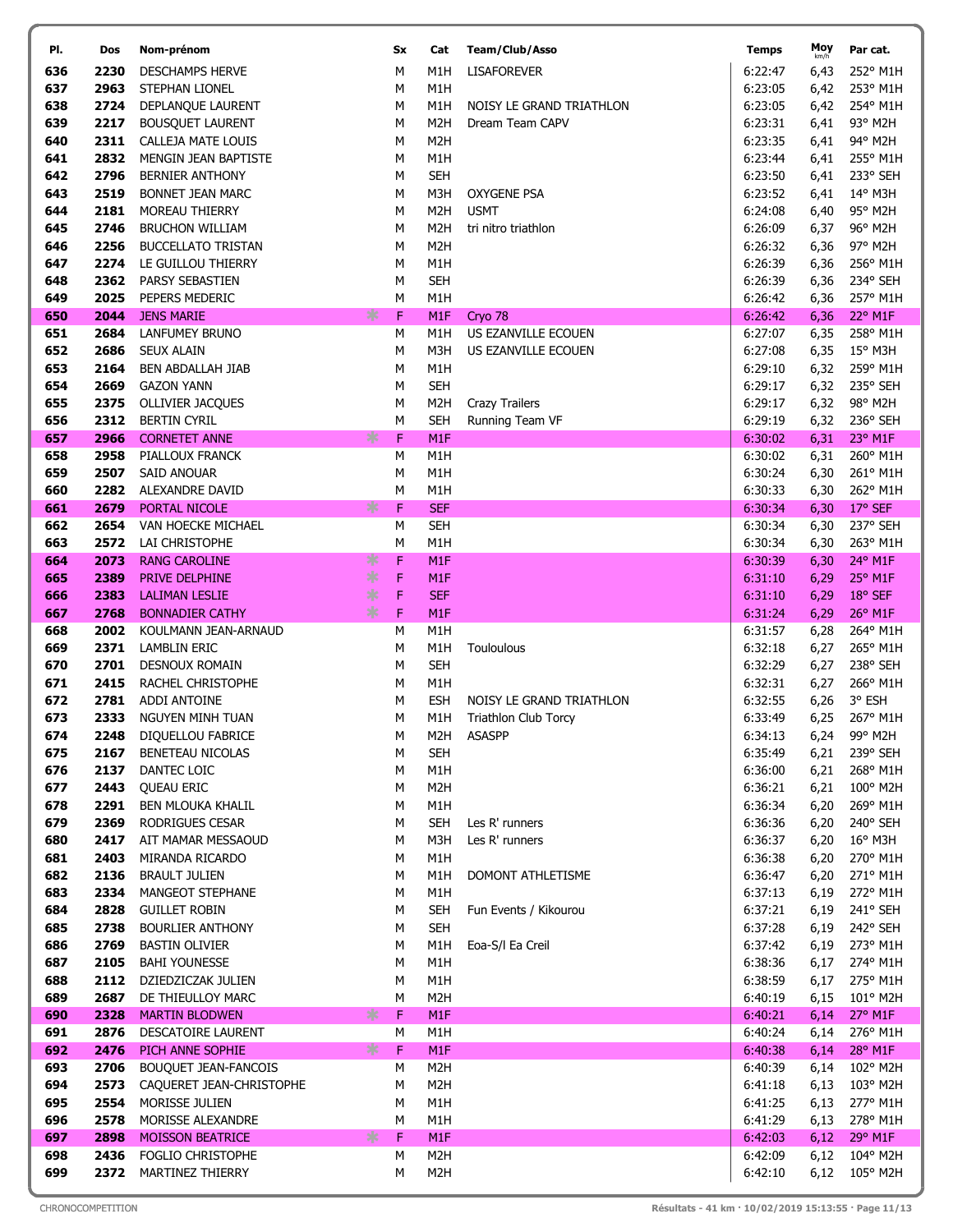| Pl. | Dos | Nom-prénom | Sx | Cat | Team/Club/Asso | Temps | Moy km/h | Par cat. |
|---|---|---|---|---|---|---|---|---|
| 636 | 2230 | DESCHAMPS HERVE | M | M1H | LISAFOREVER | 6:22:47 | 6,43 | 252° M1H |
| 637 | 2963 | STEPHAN LIONEL | M | M1H | | 6:23:05 | 6,42 | 253° M1H |
| 638 | 2724 | DEPLANQUE LAURENT | M | M1H | NOISY LE GRAND TRIATHLON | 6:23:05 | 6,42 | 254° M1H |
| 639 | 2217 | BOUSQUET LAURENT | M | M2H | Dream Team CAPV | 6:23:31 | 6,41 | 93° M2H |
| 640 | 2311 | CALLEJA MATE LOUIS | M | M2H | | 6:23:35 | 6,41 | 94° M2H |
| 641 | 2832 | MENGIN JEAN BAPTISTE | M | M1H | | 6:23:44 | 6,41 | 255° M1H |
| 642 | 2796 | BERNIER ANTHONY | M | SEH | | 6:23:50 | 6,41 | 233° SEH |
| 643 | 2519 | BONNET JEAN MARC | M | M3H | OXYGENE PSA | 6:23:52 | 6,41 | 14° M3H |
| 644 | 2181 | MOREAU THIERRY | M | M2H | USMT | 6:24:08 | 6,40 | 95° M2H |
| 645 | 2746 | BRUCHON WILLIAM | M | M2H | tri nitro triathlon | 6:26:09 | 6,37 | 96° M2H |
| 646 | 2256 | BUCCELLATO TRISTAN | M | M2H | | 6:26:32 | 6,36 | 97° M2H |
| 647 | 2274 | LE GUILLOU THIERRY | M | M1H | | 6:26:39 | 6,36 | 256° M1H |
| 648 | 2362 | PARSY SEBASTIEN | M | SEH | | 6:26:39 | 6,36 | 234° SEH |
| 649 | 2025 | PEPERS MEDERIC | M | M1H | | 6:26:42 | 6,36 | 257° M1H |
| 650 | 2044 | JENS MARIE | F | M1F | Cryo 78 | 6:26:42 | 6,36 | 22° M1F |
| 651 | 2684 | LANFUMEY BRUNO | M | M1H | US EZANVILLE ECOUEN | 6:27:07 | 6,35 | 258° M1H |
| 652 | 2686 | SEUX ALAIN | M | M3H | US EZANVILLE ECOUEN | 6:27:08 | 6,35 | 15° M3H |
| 653 | 2164 | BEN ABDALLAH JIAB | M | M1H | | 6:29:10 | 6,32 | 259° M1H |
| 654 | 2669 | GAZON YANN | M | SEH | | 6:29:17 | 6,32 | 235° SEH |
| 655 | 2375 | OLLIVIER JACQUES | M | M2H | Crazy Trailers | 6:29:17 | 6,32 | 98° M2H |
| 656 | 2312 | BERTIN CYRIL | M | SEH | Running Team VF | 6:29:19 | 6,32 | 236° SEH |
| 657 | 2966 | CORNETET ANNE | F | M1F | | 6:30:02 | 6,31 | 23° M1F |
| 658 | 2958 | PIALLOUX FRANCK | M | M1H | | 6:30:02 | 6,31 | 260° M1H |
| 659 | 2507 | SAID ANOUAR | M | M1H | | 6:30:24 | 6,30 | 261° M1H |
| 660 | 2282 | ALEXANDRE DAVID | M | M1H | | 6:30:33 | 6,30 | 262° M1H |
| 661 | 2679 | PORTAL NICOLE | F | SEF | | 6:30:34 | 6,30 | 17° SEF |
| 662 | 2654 | VAN HOECKE MICHAEL | M | SEH | | 6:30:34 | 6,30 | 237° SEH |
| 663 | 2572 | LAI CHRISTOPHE | M | M1H | | 6:30:34 | 6,30 | 263° M1H |
| 664 | 2073 | RANG CAROLINE | F | M1F | | 6:30:39 | 6,30 | 24° M1F |
| 665 | 2389 | PRIVE DELPHINE | F | M1F | | 6:31:10 | 6,29 | 25° M1F |
| 666 | 2383 | LALIMAN LESLIE | F | SEF | | 6:31:10 | 6,29 | 18° SEF |
| 667 | 2768 | BONNADIER CATHY | F | M1F | | 6:31:24 | 6,29 | 26° M1F |
| 668 | 2002 | KOULMANN JEAN-ARNAUD | M | M1H | | 6:31:57 | 6,28 | 264° M1H |
| 669 | 2371 | LAMBLIN ERIC | M | M1H | Touloulous | 6:32:18 | 6,27 | 265° M1H |
| 670 | 2701 | DESNOUX ROMAIN | M | SEH | | 6:32:29 | 6,27 | 238° SEH |
| 671 | 2415 | RACHEL CHRISTOPHE | M | M1H | | 6:32:31 | 6,27 | 266° M1H |
| 672 | 2781 | ADDI ANTOINE | M | ESH | NOISY LE GRAND TRIATHLON | 6:32:55 | 6,26 | 3° ESH |
| 673 | 2333 | NGUYEN MINH TUAN | M | M1H | Triathlon Club Torcy | 6:33:49 | 6,25 | 267° M1H |
| 674 | 2248 | DIQUELLOU FABRICE | M | M2H | ASASPP | 6:34:13 | 6,24 | 99° M2H |
| 675 | 2167 | BENETEAU NICOLAS | M | SEH | | 6:35:49 | 6,21 | 239° SEH |
| 676 | 2137 | DANTEC LOIC | M | M1H | | 6:36:00 | 6,21 | 268° M1H |
| 677 | 2443 | QUEAU ERIC | M | M2H | | 6:36:21 | 6,21 | 100° M2H |
| 678 | 2291 | BEN MLOUKA KHALIL | M | M1H | | 6:36:34 | 6,20 | 269° M1H |
| 679 | 2369 | RODRIGUES CESAR | M | SEH | Les R' runners | 6:36:36 | 6,20 | 240° SEH |
| 680 | 2417 | AIT MAMAR MESSAOUD | M | M3H | Les R' runners | 6:36:37 | 6,20 | 16° M3H |
| 681 | 2403 | MIRANDA RICARDO | M | M1H | | 6:36:38 | 6,20 | 270° M1H |
| 682 | 2136 | BRAULT JULIEN | M | M1H | DOMONT ATHLETISME | 6:36:47 | 6,20 | 271° M1H |
| 683 | 2334 | MANGEOT STEPHANE | M | M1H | | 6:37:13 | 6,19 | 272° M1H |
| 684 | 2828 | GUILLET ROBIN | M | SEH | Fun Events / Kikourou | 6:37:21 | 6,19 | 241° SEH |
| 685 | 2738 | BOURLIER ANTHONY | M | SEH | | 6:37:28 | 6,19 | 242° SEH |
| 686 | 2769 | BASTIN OLIVIER | M | M1H | Eoa-S/l Ea Creil | 6:37:42 | 6,19 | 273° M1H |
| 687 | 2105 | BAHI YOUNESSE | M | M1H | | 6:38:36 | 6,17 | 274° M1H |
| 688 | 2112 | DZIEDZICZAK JULIEN | M | M1H | | 6:38:59 | 6,17 | 275° M1H |
| 689 | 2687 | DE THIEULLOY MARC | M | M2H | | 6:40:19 | 6,15 | 101° M2H |
| 690 | 2328 | MARTIN BLODWEN | F | M1F | | 6:40:21 | 6,14 | 27° M1F |
| 691 | 2876 | DESCATOIRE LAURENT | M | M1H | | 6:40:24 | 6,14 | 276° M1H |
| 692 | 2476 | PICH ANNE SOPHIE | F | M1F | | 6:40:38 | 6,14 | 28° M1F |
| 693 | 2706 | BOUQUET JEAN-FANCOIS | M | M2H | | 6:40:39 | 6,14 | 102° M2H |
| 694 | 2573 | CAQUERET JEAN-CHRISTOPHE | M | M2H | | 6:41:18 | 6,13 | 103° M2H |
| 695 | 2554 | MORISSE JULIEN | M | M1H | | 6:41:25 | 6,13 | 277° M1H |
| 696 | 2578 | MORISSE ALEXANDRE | M | M1H | | 6:41:29 | 6,13 | 278° M1H |
| 697 | 2898 | MOISSON BEATRICE | F | M1F | | 6:42:03 | 6,12 | 29° M1F |
| 698 | 2436 | FOGLIO CHRISTOPHE | M | M2H | | 6:42:09 | 6,12 | 104° M2H |
| 699 | 2372 | MARTINEZ THIERRY | M | M2H | | 6:42:10 | 6,12 | 105° M2H |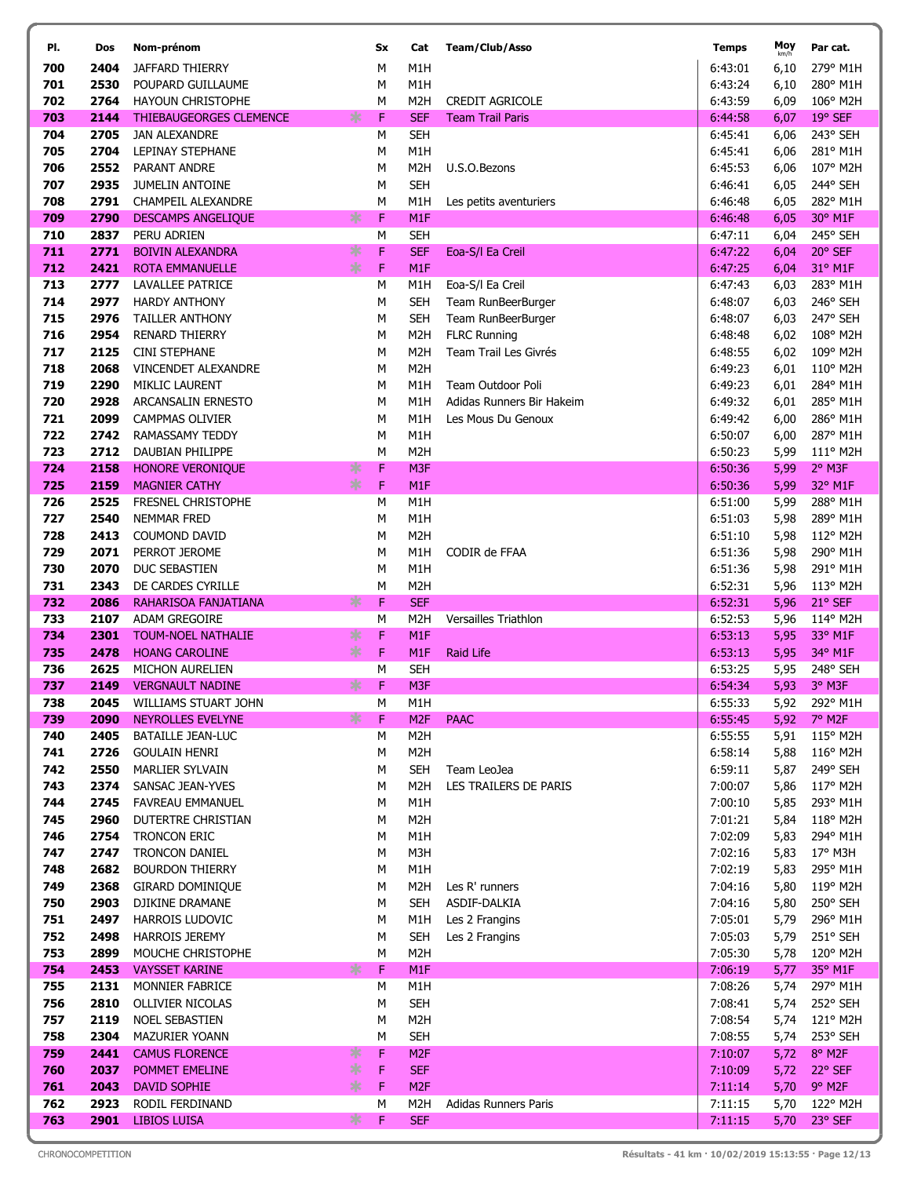| Pl. | Dos | Nom-prénom | | Sx | Cat | Team/Club/Asso | Temps | Moy km/h | Par cat. |
|---|---|---|---|---|---|---|---|---|---|
| 700 | 2404 | JAFFARD THIERRY | | M | M1H | | 6:43:01 | 6,10 | 279° M1H |
| 701 | 2530 | POUPARD GUILLAUME | | M | M1H | | 6:43:24 | 6,10 | 280° M1H |
| 702 | 2764 | HAYOUN CHRISTOPHE | | M | M2H | CREDIT AGRICOLE | 6:43:59 | 6,09 | 106° M2H |
| 703 | 2144 | THIEBAUGEORGES CLEMENCE | * | F | SEF | Team Trail Paris | 6:44:58 | 6,07 | 19° SEF |
| 704 | 2705 | JAN ALEXANDRE | | M | SEH | | 6:45:41 | 6,06 | 243° SEH |
| 705 | 2704 | LEPINAY STEPHANE | | M | M1H | | 6:45:41 | 6,06 | 281° M1H |
| 706 | 2552 | PARANT ANDRE | | M | M2H | U.S.O.Bezons | 6:45:53 | 6,06 | 107° M2H |
| 707 | 2935 | JUMELIN ANTOINE | | M | SEH | | 6:46:41 | 6,05 | 244° SEH |
| 708 | 2791 | CHAMPEIL ALEXANDRE | | M | M1H | Les petits aventuriers | 6:46:48 | 6,05 | 282° M1H |
| 709 | 2790 | DESCAMPS ANGELIQUE | * | F | M1F | | 6:46:48 | 6,05 | 30° M1F |
| 710 | 2837 | PERU ADRIEN | | M | SEH | | 6:47:11 | 6,04 | 245° SEH |
| 711 | 2771 | BOIVIN ALEXANDRA | * | F | SEF | Eoa-S/l Ea Creil | 6:47:22 | 6,04 | 20° SEF |
| 712 | 2421 | ROTA EMMANUELLE | * | F | M1F | | 6:47:25 | 6,04 | 31° M1F |
| 713 | 2777 | LAVALLEE PATRICE | | M | M1H | Eoa-S/l Ea Creil | 6:47:43 | 6,03 | 283° M1H |
| 714 | 2977 | HARDY ANTHONY | | M | SEH | Team RunBeerBurger | 6:48:07 | 6,03 | 246° SEH |
| 715 | 2976 | TAILLER ANTHONY | | M | SEH | Team RunBeerBurger | 6:48:07 | 6,03 | 247° SEH |
| 716 | 2954 | RENARD THIERRY | | M | M2H | FLRC Running | 6:48:48 | 6,02 | 108° M2H |
| 717 | 2125 | CINI STEPHANE | | M | M2H | Team Trail Les Givrés | 6:48:55 | 6,02 | 109° M2H |
| 718 | 2068 | VINCENDET ALEXANDRE | | M | M2H | | 6:49:23 | 6,01 | 110° M2H |
| 719 | 2290 | MIKLIC LAURENT | | M | M1H | Team Outdoor Poli | 6:49:23 | 6,01 | 284° M1H |
| 720 | 2928 | ARCANSALIN ERNESTO | | M | M1H | Adidas Runners Bir Hakeim | 6:49:32 | 6,01 | 285° M1H |
| 721 | 2099 | CAMPMAS OLIVIER | | M | M1H | Les Mous Du Genoux | 6:49:42 | 6,00 | 286° M1H |
| 722 | 2742 | RAMASSAMY TEDDY | | M | M1H | | 6:50:07 | 6,00 | 287° M1H |
| 723 | 2712 | DAUBIAN PHILIPPE | | M | M2H | | 6:50:23 | 5,99 | 111° M2H |
| 724 | 2158 | HONORE VERONIQUE | * | F | M3F | | 6:50:36 | 5,99 | 2° M3F |
| 725 | 2159 | MAGNIER CATHY | * | F | M1F | | 6:50:36 | 5,99 | 32° M1F |
| 726 | 2525 | FRESNEL CHRISTOPHE | | M | M1H | | 6:51:00 | 5,99 | 288° M1H |
| 727 | 2540 | NEMMAR FRED | | M | M1H | | 6:51:03 | 5,98 | 289° M1H |
| 728 | 2413 | COUMOND DAVID | | M | M2H | | 6:51:10 | 5,98 | 112° M2H |
| 729 | 2071 | PERROT JEROME | | M | M1H | CODIR de FFAA | 6:51:36 | 5,98 | 290° M1H |
| 730 | 2070 | DUC SEBASTIEN | | M | M1H | | 6:51:36 | 5,98 | 291° M1H |
| 731 | 2343 | DE CARDES CYRILLE | | M | M2H | | 6:52:31 | 5,96 | 113° M2H |
| 732 | 2086 | RAHARISOA FANJATIANA | * | F | SEF | | 6:52:31 | 5,96 | 21° SEF |
| 733 | 2107 | ADAM GREGOIRE | | M | M2H | Versailles Triathlon | 6:52:53 | 5,96 | 114° M2H |
| 734 | 2301 | TOUM-NOEL NATHALIE | * | F | M1F | | 6:53:13 | 5,95 | 33° M1F |
| 735 | 2478 | HOANG CAROLINE | * | F | M1F | Raid Life | 6:53:13 | 5,95 | 34° M1F |
| 736 | 2625 | MICHON AURELIEN | | M | SEH | | 6:53:25 | 5,95 | 248° SEH |
| 737 | 2149 | VERGNAULT NADINE | * | F | M3F | | 6:54:34 | 5,93 | 3° M3F |
| 738 | 2045 | WILLIAMS STUART JOHN | | M | M1H | | 6:55:33 | 5,92 | 292° M1H |
| 739 | 2090 | NEYROLLES EVELYNE | * | F | M2F | PAAC | 6:55:45 | 5,92 | 7° M2F |
| 740 | 2405 | BATAILLE JEAN-LUC | | M | M2H | | 6:55:55 | 5,91 | 115° M2H |
| 741 | 2726 | GOULAIN HENRI | | M | M2H | | 6:58:14 | 5,88 | 116° M2H |
| 742 | 2550 | MARLIER SYLVAIN | | M | SEH | Team LeoJea | 6:59:11 | 5,87 | 249° SEH |
| 743 | 2374 | SANSAC JEAN-YVES | | M | M2H | LES TRAILERS DE PARIS | 7:00:07 | 5,86 | 117° M2H |
| 744 | 2745 | FAVREAU EMMANUEL | | M | M1H | | 7:00:10 | 5,85 | 293° M1H |
| 745 | 2960 | DUTERTRE CHRISTIAN | | M | M2H | | 7:01:21 | 5,84 | 118° M2H |
| 746 | 2754 | TRONCON ERIC | | M | M1H | | 7:02:09 | 5,83 | 294° M1H |
| 747 | 2747 | TRONCON DANIEL | | M | M3H | | 7:02:16 | 5,83 | 17° M3H |
| 748 | 2682 | BOURDON THIERRY | | M | M1H | | 7:02:19 | 5,83 | 295° M1H |
| 749 | 2368 | GIRARD DOMINIQUE | | M | M2H | Les R' runners | 7:04:16 | 5,80 | 119° M2H |
| 750 | 2903 | DJIKINE DRAMANE | | M | SEH | ASDIF-DALKIA | 7:04:16 | 5,80 | 250° SEH |
| 751 | 2497 | HARROIS LUDOVIC | | M | M1H | Les 2 Frangins | 7:05:01 | 5,79 | 296° M1H |
| 752 | 2498 | HARROIS JEREMY | | M | SEH | Les 2 Frangins | 7:05:03 | 5,79 | 251° SEH |
| 753 | 2899 | MOUCHE CHRISTOPHE | | M | M2H | | 7:05:30 | 5,78 | 120° M2H |
| 754 | 2453 | VAYSSET KARINE | * | F | M1F | | 7:06:19 | 5,77 | 35° M1F |
| 755 | 2131 | MONNIER FABRICE | | M | M1H | | 7:08:26 | 5,74 | 297° M1H |
| 756 | 2810 | OLLIVIER NICOLAS | | M | SEH | | 7:08:41 | 5,74 | 252° SEH |
| 757 | 2119 | NOEL SEBASTIEN | | M | M2H | | 7:08:54 | 5,74 | 121° M2H |
| 758 | 2304 | MAZURIER YOANN | | M | SEH | | 7:08:55 | 5,74 | 253° SEH |
| 759 | 2441 | CAMUS FLORENCE | * | F | M2F | | 7:10:07 | 5,72 | 8° M2F |
| 760 | 2037 | POMMET EMELINE | * | F | SEF | | 7:10:09 | 5,72 | 22° SEF |
| 761 | 2043 | DAVID SOPHIE | * | F | M2F | | 7:11:14 | 5,70 | 9° M2F |
| 762 | 2923 | RODIL FERDINAND | | M | M2H | Adidas Runners Paris | 7:11:15 | 5,70 | 122° M2H |
| 763 | 2901 | LIBIOS LUISA | * | F | SEF | | 7:11:15 | 5,70 | 23° SEF |

CHRONOCOMPETITION — Résultats - 41 km · 10/02/2019 15:13:55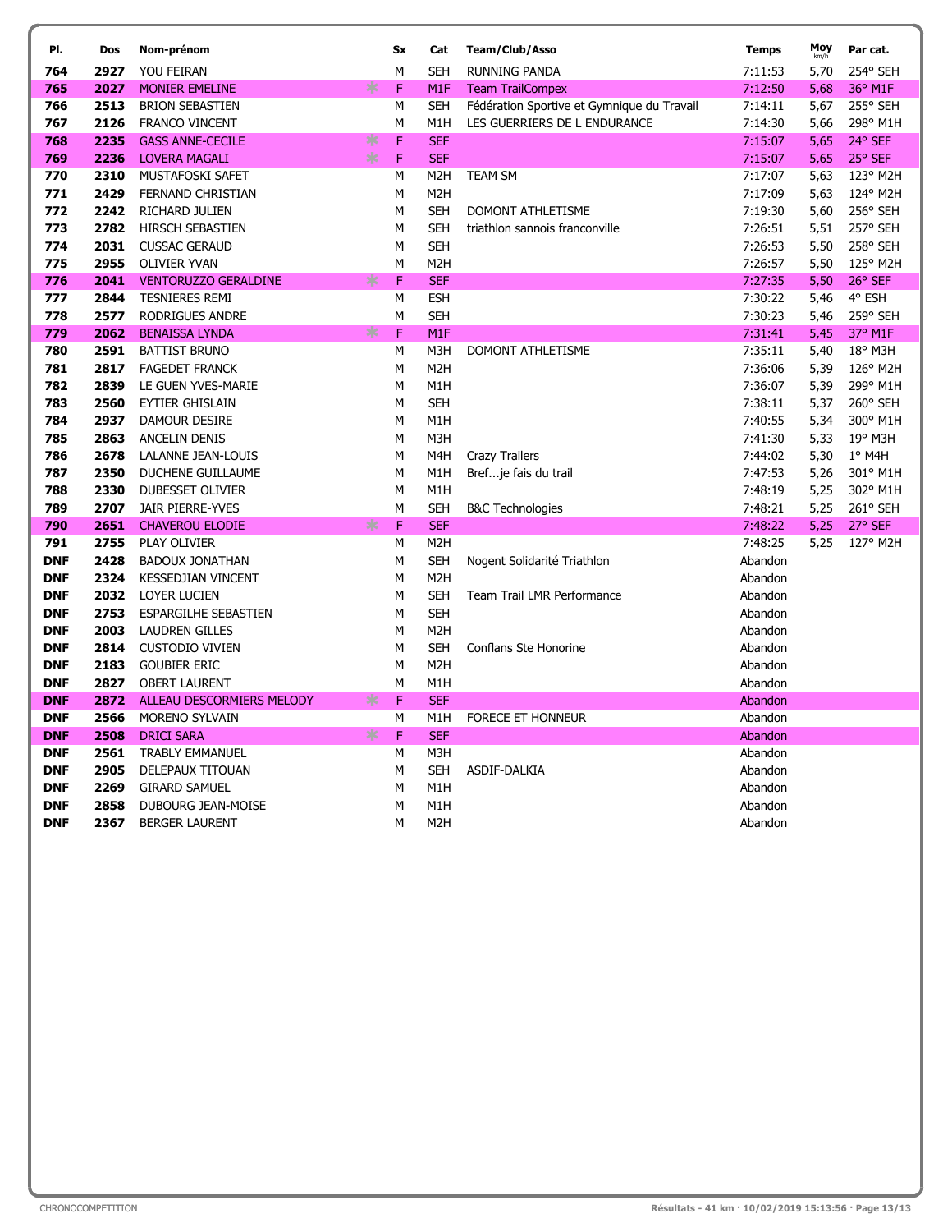| Pl. | Dos | Nom-prénom | Sx | Cat | Team/Club/Asso | Temps | Moy km/h | Par cat. |
|---|---|---|---|---|---|---|---|---|
| 764 | 2927 | YOU FEIRAN | M | SEH | RUNNING PANDA | 7:11:53 | 5,70 | 254° SEH |
| 765 | 2027 | MONIER EMELINE | F | M1F | Team TrailCompex | 7:12:50 | 5,68 | 36° M1F |
| 766 | 2513 | BRION SEBASTIEN | M | SEH | Fédération Sportive et Gymnique du Travail | 7:14:11 | 5,67 | 255° SEH |
| 767 | 2126 | FRANCO VINCENT | M | M1H | LES GUERRIERS DE L ENDURANCE | 7:14:30 | 5,66 | 298° M1H |
| 768 | 2235 | GASS ANNE-CECILE | F | SEF | | 7:15:07 | 5,65 | 24° SEF |
| 769 | 2236 | LOVERA MAGALI | F | SEF | | 7:15:07 | 5,65 | 25° SEF |
| 770 | 2310 | MUSTAFOSKI SAFET | M | M2H | TEAM SM | 7:17:07 | 5,63 | 123° M2H |
| 771 | 2429 | FERNAND CHRISTIAN | M | M2H | | 7:17:09 | 5,63 | 124° M2H |
| 772 | 2242 | RICHARD JULIEN | M | SEH | DOMONT ATHLETISME | 7:19:30 | 5,60 | 256° SEH |
| 773 | 2782 | HIRSCH SEBASTIEN | M | SEH | triathlon sannois franconville | 7:26:51 | 5,51 | 257° SEH |
| 774 | 2031 | CUSSAC GERAUD | M | SEH | | 7:26:53 | 5,50 | 258° SEH |
| 775 | 2955 | OLIVIER YVAN | M | M2H | | 7:26:57 | 5,50 | 125° M2H |
| 776 | 2041 | VENTORUZZO GERALDINE | F | SEF | | 7:27:35 | 5,50 | 26° SEF |
| 777 | 2844 | TESNIERES REMI | M | ESH | | 7:30:22 | 5,46 | 4° ESH |
| 778 | 2577 | RODRIGUES ANDRE | M | SEH | | 7:30:23 | 5,46 | 259° SEH |
| 779 | 2062 | BENAISSA LYNDA | F | M1F | | 7:31:41 | 5,45 | 37° M1F |
| 780 | 2591 | BATTIST BRUNO | M | M3H | DOMONT ATHLETISME | 7:35:11 | 5,40 | 18° M3H |
| 781 | 2817 | FAGEDET FRANCK | M | M2H | | 7:36:06 | 5,39 | 126° M2H |
| 782 | 2839 | LE GUEN YVES-MARIE | M | M1H | | 7:36:07 | 5,39 | 299° M1H |
| 783 | 2560 | EYTIER GHISLAIN | M | SEH | | 7:38:11 | 5,37 | 260° SEH |
| 784 | 2937 | DAMOUR DESIRE | M | M1H | | 7:40:55 | 5,34 | 300° M1H |
| 785 | 2863 | ANCELIN DENIS | M | M3H | | 7:41:30 | 5,33 | 19° M3H |
| 786 | 2678 | LALANNE JEAN-LOUIS | M | M4H | Crazy Trailers | 7:44:02 | 5,30 | 1° M4H |
| 787 | 2350 | DUCHENE GUILLAUME | M | M1H | Bref...je fais du trail | 7:47:53 | 5,26 | 301° M1H |
| 788 | 2330 | DUBESSET OLIVIER | M | M1H | | 7:48:19 | 5,25 | 302° M1H |
| 789 | 2707 | JAIR PIERRE-YVES | M | SEH | B&C Technologies | 7:48:21 | 5,25 | 261° SEH |
| 790 | 2651 | CHAVEROU ELODIE | F | SEF | | 7:48:22 | 5,25 | 27° SEF |
| 791 | 2755 | PLAY OLIVIER | M | M2H | | 7:48:25 | 5,25 | 127° M2H |
| DNF | 2428 | BADOUX JONATHAN | M | SEH | Nogent Solidarité Triathlon | Abandon | | |
| DNF | 2324 | KESSEDJIAN VINCENT | M | M2H | | Abandon | | |
| DNF | 2032 | LOYER LUCIEN | M | SEH | Team Trail LMR Performance | Abandon | | |
| DNF | 2753 | ESPARGILHE SEBASTIEN | M | SEH | | Abandon | | |
| DNF | 2003 | LAUDREN GILLES | M | M2H | | Abandon | | |
| DNF | 2814 | CUSTODIO VIVIEN | M | SEH | Conflans Ste Honorine | Abandon | | |
| DNF | 2183 | GOUBIER ERIC | M | M2H | | Abandon | | |
| DNF | 2827 | OBERT LAURENT | M | M1H | | Abandon | | |
| DNF | 2872 | ALLEAU DESCORMIERS MELODY | F | SEF | | Abandon | | |
| DNF | 2566 | MORENO SYLVAIN | M | M1H | FORECE ET HONNEUR | Abandon | | |
| DNF | 2508 | DRICI SARA | F | SEF | | Abandon | | |
| DNF | 2561 | TRABLY EMMANUEL | M | M3H | | Abandon | | |
| DNF | 2905 | DELEPAUX TITOUAN | M | SEH | ASDIF-DALKIA | Abandon | | |
| DNF | 2269 | GIRARD SAMUEL | M | M1H | | Abandon | | |
| DNF | 2858 | DUBOURG JEAN-MOISE | M | M1H | | Abandon | | |
| DNF | 2367 | BERGER LAURENT | M | M2H | | Abandon | | |